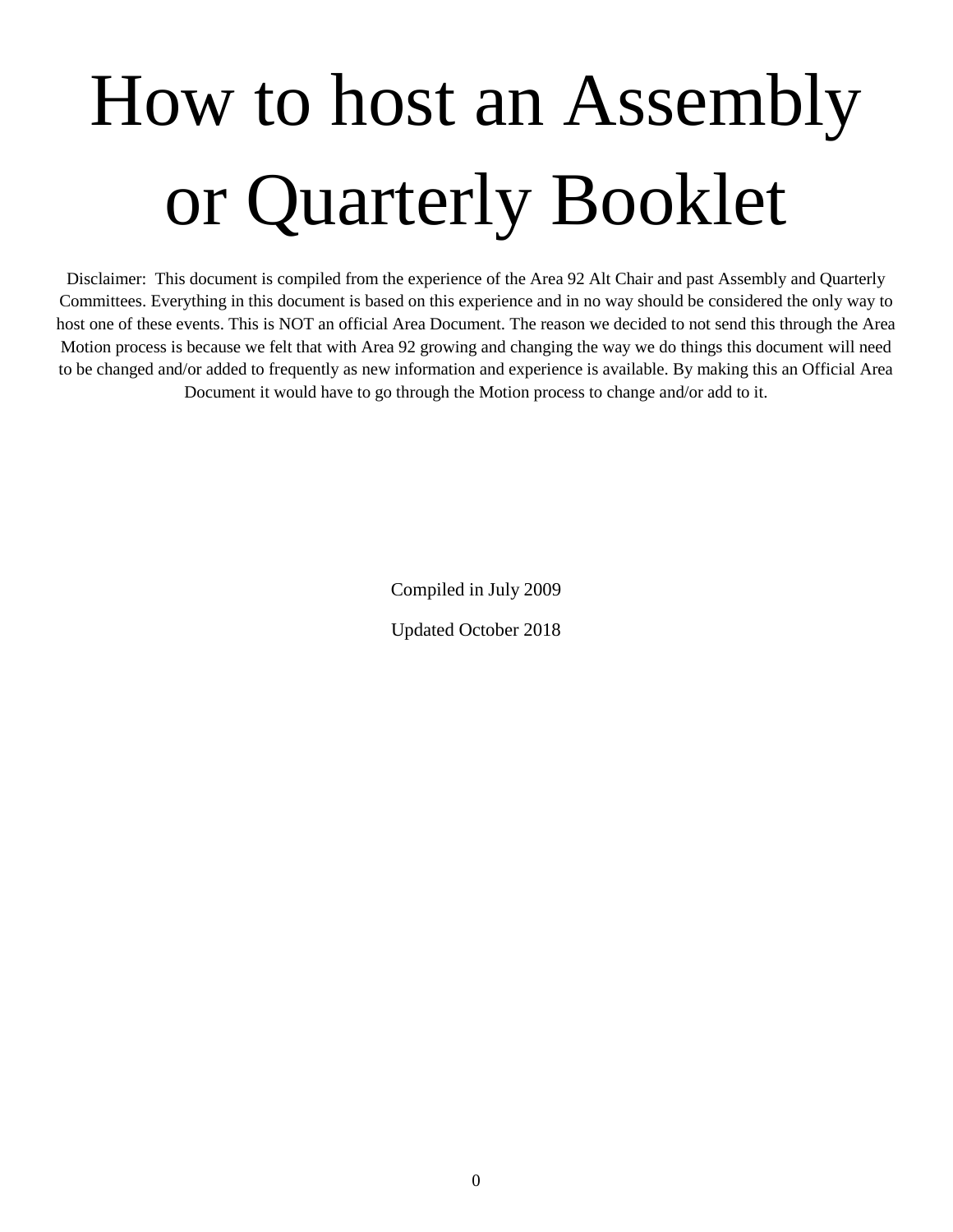# How to host an Assembly or Quarterly Booklet

Disclaimer: This document is compiled from the experience of the Area 92 Alt Chair and past Assembly and Quarterly Committees. Everything in this document is based on this experience and in no way should be considered the only way to host one of these events. This is NOT an official Area Document. The reason we decided to not send this through the Area Motion process is because we felt that with Area 92 growing and changing the way we do things this document will need to be changed and/or added to frequently as new information and experience is available. By making this an Official Area Document it would have to go through the Motion process to change and/or add to it.

Compiled in July 2009

Updated October 2018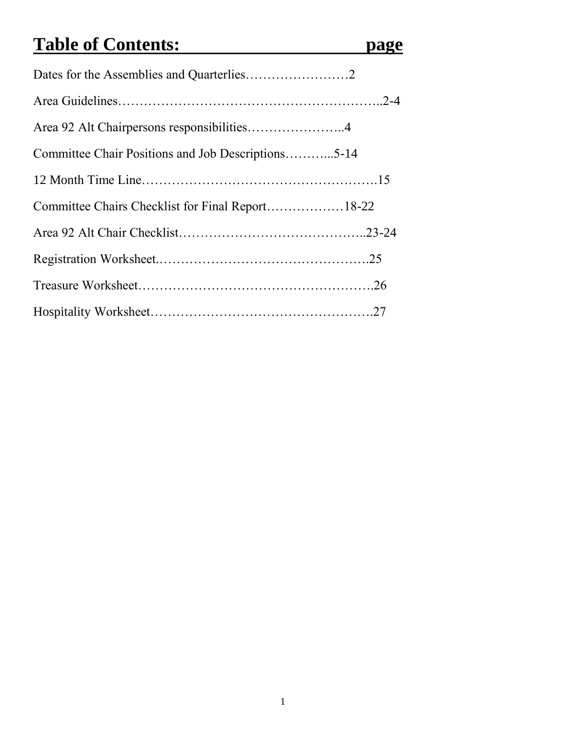# Table of Contents: page

Dates for the Assemblies and Quarterlies……………………2

Area Guidelines…………………………………………………..2-4

Area 92 Alt Chairpersons responsibilities…………………..4

Committee Chair Positions and Job Descriptions………...5-14

12 Month Time Line…………………………………………….15

Committee Chairs Checklist for Final Report………………18-22

Area 92 Alt Chair Checklist……………………………………..23-24

Registration Worksheet.………………………………………….25

Treasure Worksheet……………………………………………….26

Hospitality Worksheet…………………………………………….27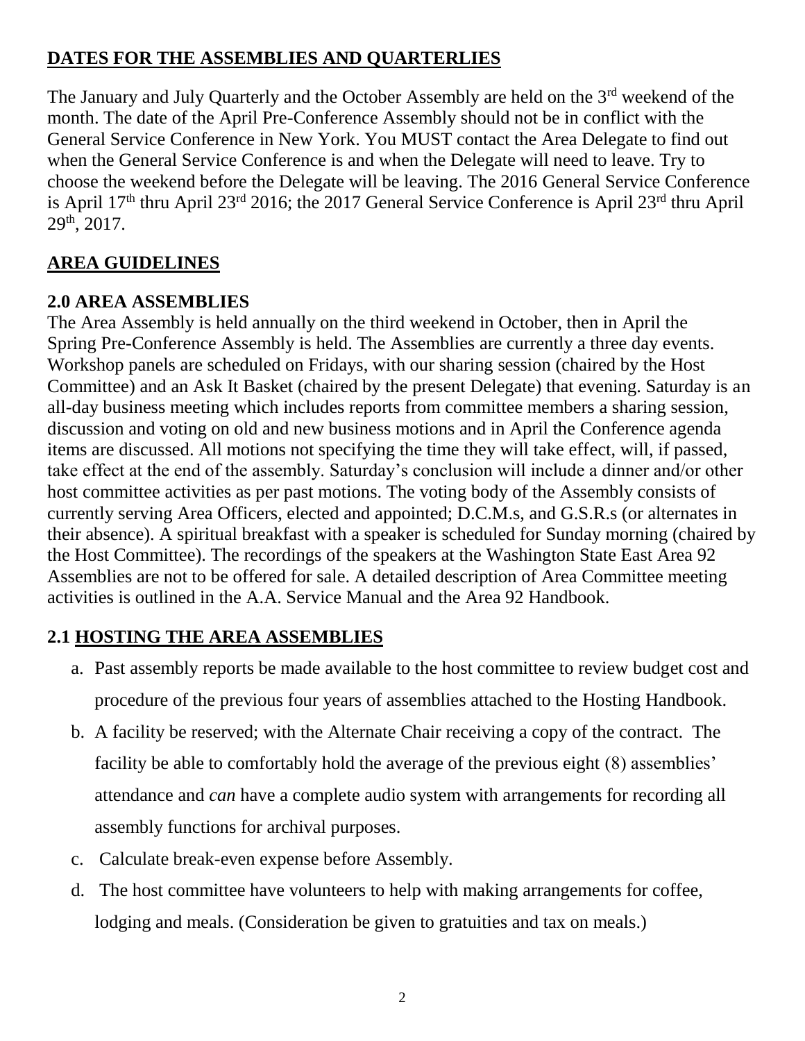## **DATES FOR THE ASSEMBLIES AND QUARTERLIES**

The January and July Quarterly and the October Assembly are held on the 3rd weekend of the month. The date of the April Pre-Conference Assembly should not be in conflict with the General Service Conference in New York. You MUST contact the Area Delegate to find out when the General Service Conference is and when the Delegate will need to leave. Try to choose the weekend before the Delegate will be leaving. The 2016 General Service Conference is April 17th thru April 23rd 2016; the 2017 General Service Conference is April 23rd thru April 29th, 2017.

## **AREA GUIDELINES**

### **2.0 AREA ASSEMBLIES**

The Area Assembly is held annually on the third weekend in October, then in April the Spring Pre-Conference Assembly is held. The Assemblies are currently a three day events. Workshop panels are scheduled on Fridays, with our sharing session (chaired by the Host Committee) and an Ask It Basket (chaired by the present Delegate) that evening. Saturday is an all-day business meeting which includes reports from committee members a sharing session, discussion and voting on old and new business motions and in April the Conference agenda items are discussed. All motions not specifying the time they will take effect, will, if passed, take effect at the end of the assembly. Saturday's conclusion will include a dinner and/or other host committee activities as per past motions. The voting body of the Assembly consists of currently serving Area Officers, elected and appointed; D.C.M.s, and G.S.R.s (or alternates in their absence). A spiritual breakfast with a speaker is scheduled for Sunday morning (chaired by the Host Committee). The recordings of the speakers at the Washington State East Area 92 Assemblies are not to be offered for sale. A detailed description of Area Committee meeting activities is outlined in the A.A. Service Manual and the Area 92 Handbook.

### **2.1 HOSTING THE AREA ASSEMBLIES**

a. Past assembly reports be made available to the host committee to review budget cost and procedure of the previous four years of assemblies attached to the Hosting Handbook.

b. A facility be reserved; with the Alternate Chair receiving a copy of the contract. The facility be able to comfortably hold the average of the previous eight (8) assemblies' attendance and *can* have a complete audio system with arrangements for recording all assembly functions for archival purposes.

c. Calculate break-even expense before Assembly.

d. The host committee have volunteers to help with making arrangements for coffee, lodging and meals. (Consideration be given to gratuities and tax on meals.)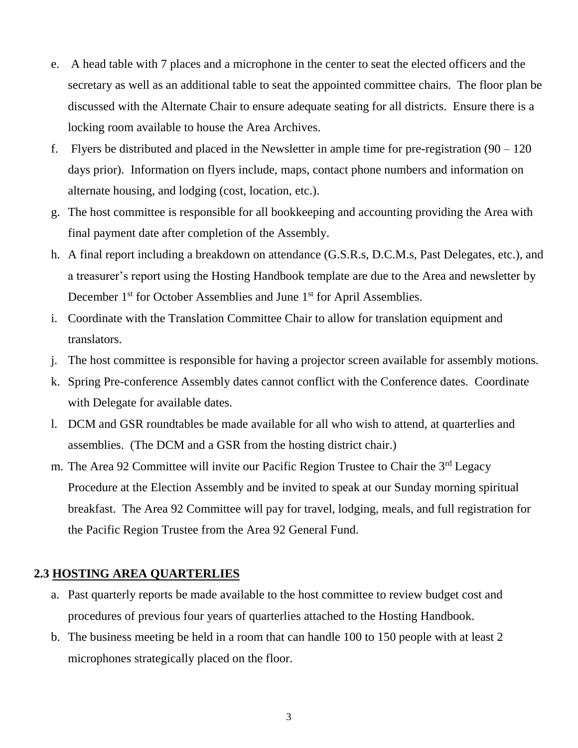e. A head table with 7 places and a microphone in the center to seat the elected officers and the secretary as well as an additional table to seat the appointed committee chairs. The floor plan be discussed with the Alternate Chair to ensure adequate seating for all districts. Ensure there is a locking room available to house the Area Archives.

f. Flyers be distributed and placed in the Newsletter in ample time for pre-registration (90 – 120 days prior). Information on flyers include, maps, contact phone numbers and information on alternate housing, and lodging (cost, location, etc.).

g. The host committee is responsible for all bookkeeping and accounting providing the Area with final payment date after completion of the Assembly.

h. A final report including a breakdown on attendance (G.S.R.s, D.C.M.s, Past Delegates, etc.), and a treasurer's report using the Hosting Handbook template are due to the Area and newsletter by December 1st for October Assemblies and June 1st for April Assemblies.

i. Coordinate with the Translation Committee Chair to allow for translation equipment and translators.

j. The host committee is responsible for having a projector screen available for assembly motions.

k. Spring Pre-conference Assembly dates cannot conflict with the Conference dates. Coordinate with Delegate for available dates.

l. DCM and GSR roundtables be made available for all who wish to attend, at quarterlies and assemblies. (The DCM and a GSR from the hosting district chair.)

m. The Area 92 Committee will invite our Pacific Region Trustee to Chair the 3rd Legacy Procedure at the Election Assembly and be invited to speak at our Sunday morning spiritual breakfast. The Area 92 Committee will pay for travel, lodging, meals, and full registration for the Pacific Region Trustee from the Area 92 General Fund.

## 2.3 HOSTING AREA QUARTERLIES

a. Past quarterly reports be made available to the host committee to review budget cost and procedures of previous four years of quarterlies attached to the Hosting Handbook.

b. The business meeting be held in a room that can handle 100 to 150 people with at least 2 microphones strategically placed on the floor.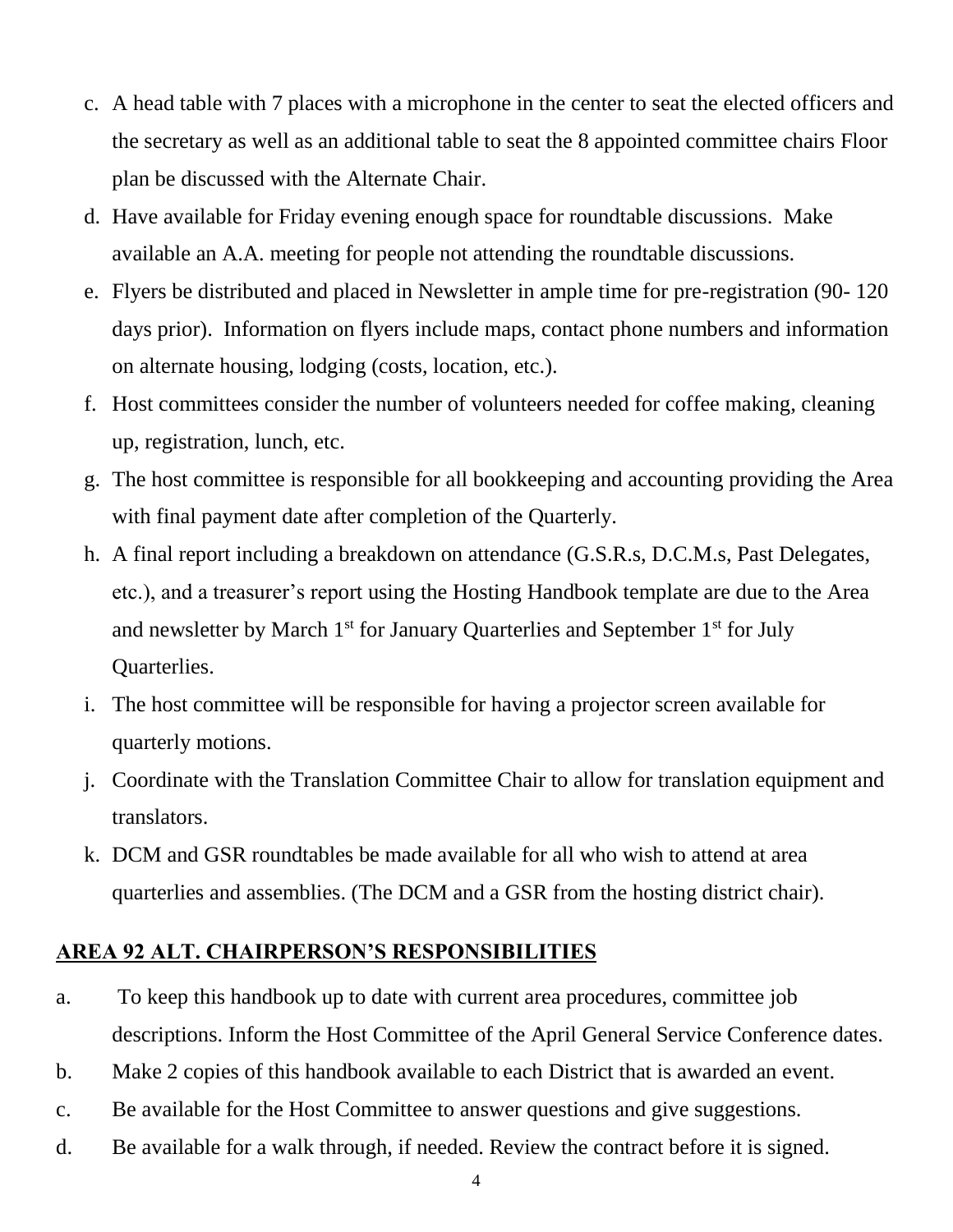c. A head table with 7 places with a microphone in the center to seat the elected officers and the secretary as well as an additional table to seat the 8 appointed committee chairs Floor plan be discussed with the Alternate Chair.

d. Have available for Friday evening enough space for roundtable discussions. Make available an A.A. meeting for people not attending the roundtable discussions.

e. Flyers be distributed and placed in Newsletter in ample time for pre-registration (90- 120 days prior). Information on flyers include maps, contact phone numbers and information on alternate housing, lodging (costs, location, etc.).

f. Host committees consider the number of volunteers needed for coffee making, cleaning up, registration, lunch, etc.

g. The host committee is responsible for all bookkeeping and accounting providing the Area with final payment date after completion of the Quarterly.

h. A final report including a breakdown on attendance (G.S.R.s, D.C.M.s, Past Delegates, etc.), and a treasurer's report using the Hosting Handbook template are due to the Area and newsletter by March 1st for January Quarterlies and September 1st for July Quarterlies.

i. The host committee will be responsible for having a projector screen available for quarterly motions.

j. Coordinate with the Translation Committee Chair to allow for translation equipment and translators.

k. DCM and GSR roundtables be made available for all who wish to attend at area quarterlies and assemblies. (The DCM and a GSR from the hosting district chair).

## AREA 92 ALT. CHAIRPERSON'S RESPONSIBILITIES

a. To keep this handbook up to date with current area procedures, committee job descriptions. Inform the Host Committee of the April General Service Conference dates.

b. Make 2 copies of this handbook available to each District that is awarded an event.

c. Be available for the Host Committee to answer questions and give suggestions.

d. Be available for a walk through, if needed. Review the contract before it is signed.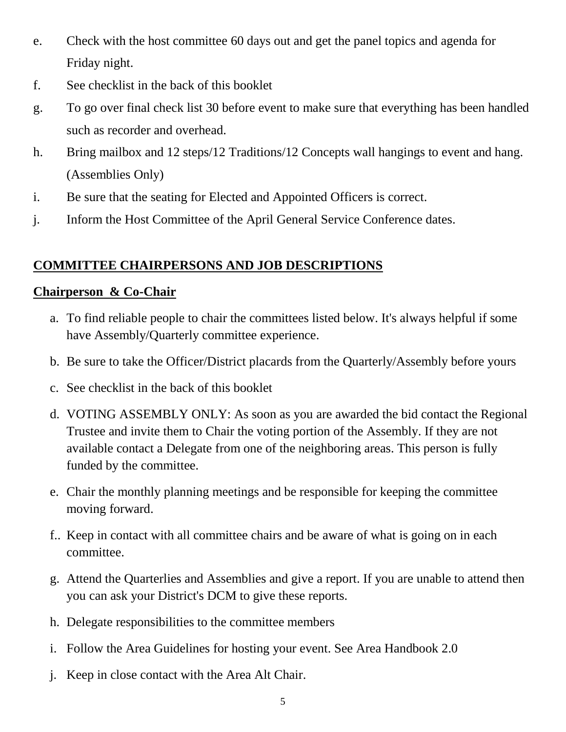e. Check with the host committee 60 days out and get the panel topics and agenda for Friday night.

f. See checklist in the back of this booklet

g. To go over final check list 30 before event to make sure that everything has been handled such as recorder and overhead.

h. Bring mailbox and 12 steps/12 Traditions/12 Concepts wall hangings to event and hang. (Assemblies Only)

i. Be sure that the seating for Elected and Appointed Officers is correct.

j. Inform the Host Committee of the April General Service Conference dates.

## COMMITTEE CHAIRPERSONS AND JOB DESCRIPTIONS

### Chairperson & Co-Chair

a. To find reliable people to chair the committees listed below. It's always helpful if some have Assembly/Quarterly committee experience.

b. Be sure to take the Officer/District placards from the Quarterly/Assembly before yours

c. See checklist in the back of this booklet

d. VOTING ASSEMBLY ONLY: As soon as you are awarded the bid contact the Regional Trustee and invite them to Chair the voting portion of the Assembly. If they are not available contact a Delegate from one of the neighboring areas. This person is fully funded by the committee.

e. Chair the monthly planning meetings and be responsible for keeping the committee moving forward.

f.. Keep in contact with all committee chairs and be aware of what is going on in each committee.

g. Attend the Quarterlies and Assemblies and give a report. If you are unable to attend then you can ask your District's DCM to give these reports.

h. Delegate responsibilities to the committee members

i. Follow the Area Guidelines for hosting your event. See Area Handbook 2.0

j. Keep in close contact with the Area Alt Chair.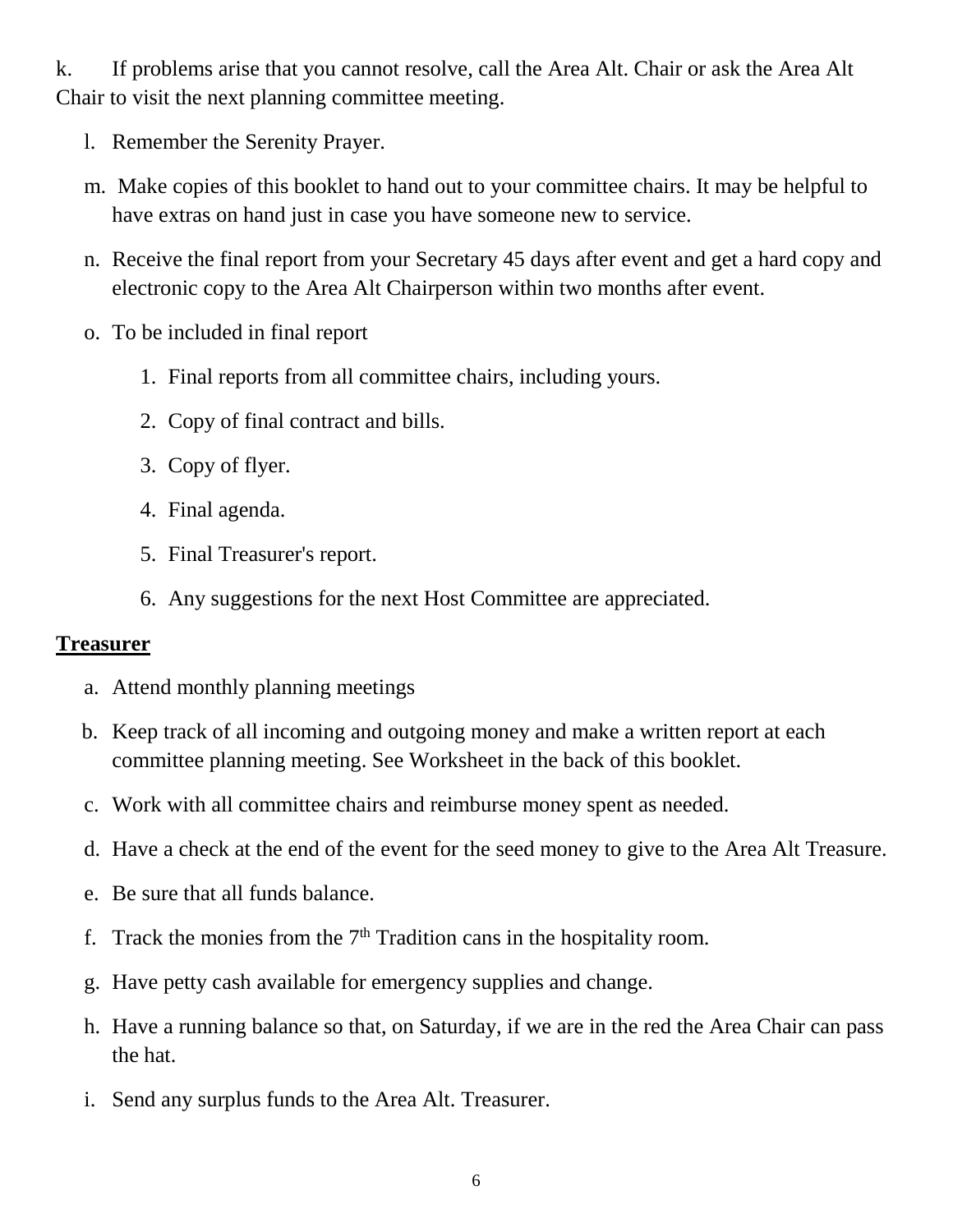k. If problems arise that you cannot resolve, call the Area Alt. Chair or ask the Area Alt Chair to visit the next planning committee meeting.

l. Remember the Serenity Prayer.

m. Make copies of this booklet to hand out to your committee chairs. It may be helpful to have extras on hand just in case you have someone new to service.

n. Receive the final report from your Secretary 45 days after event and get a hard copy and electronic copy to the Area Alt Chairperson within two months after event.

o. To be included in final report

   1. Final reports from all committee chairs, including yours.
   2. Copy of final contract and bills.
   3. Copy of flyer.
   4. Final agenda.
   5. Final Treasurer's report.
   6. Any suggestions for the next Host Committee are appreciated.

**Treasurer**

a. Attend monthly planning meetings

b. Keep track of all incoming and outgoing money and make a written report at each committee planning meeting. See Worksheet in the back of this booklet.

c. Work with all committee chairs and reimburse money spent as needed.

d. Have a check at the end of the event for the seed money to give to the Area Alt Treasure.

e. Be sure that all funds balance.

f. Track the monies from the 7th Tradition cans in the hospitality room.

g. Have petty cash available for emergency supplies and change.

h. Have a running balance so that, on Saturday, if we are in the red the Area Chair can pass the hat.

i. Send any surplus funds to the Area Alt. Treasurer.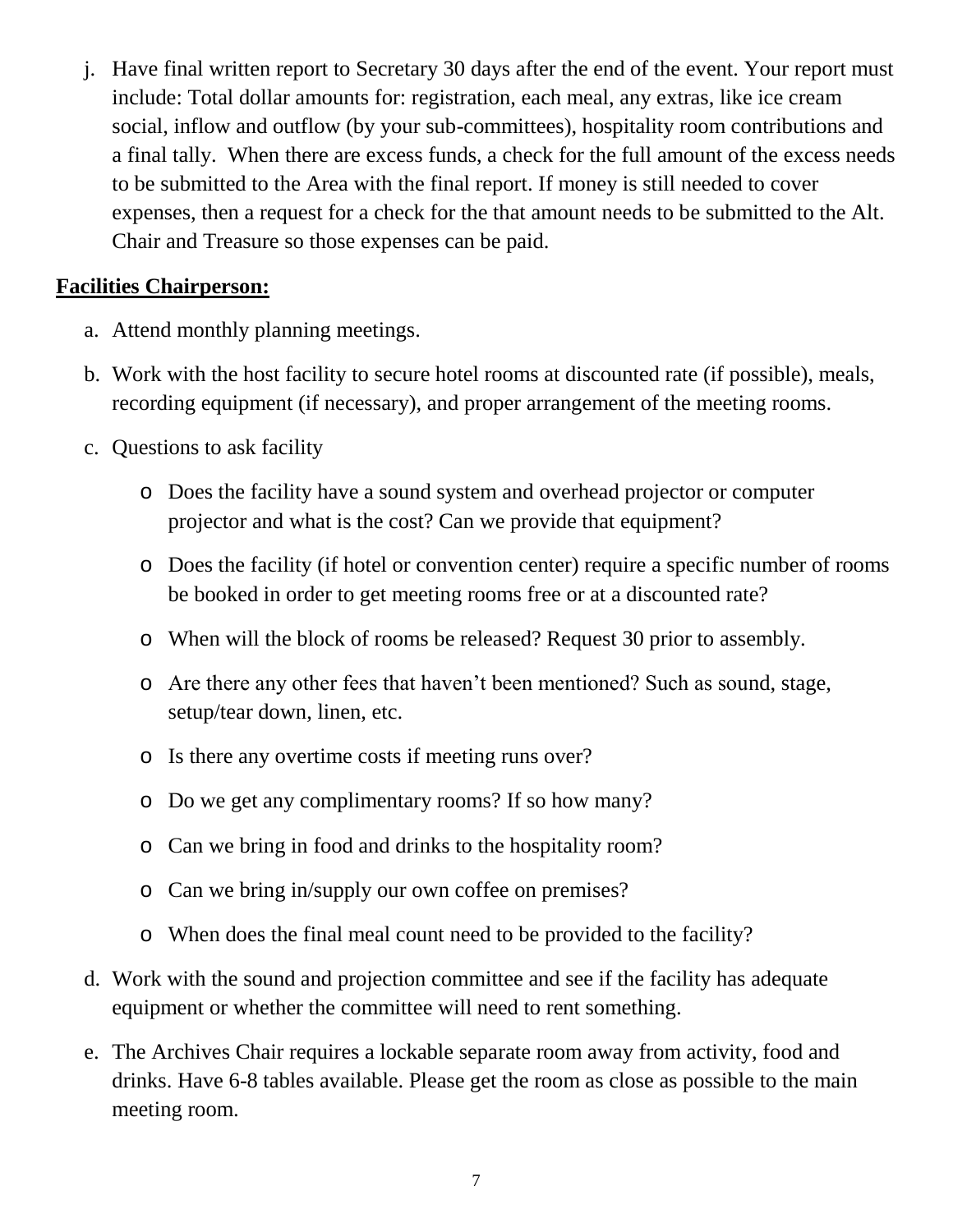j. Have final written report to Secretary 30 days after the end of the event. Your report must include: Total dollar amounts for: registration, each meal, any extras, like ice cream social, inflow and outflow (by your sub-committees), hospitality room contributions and a final tally. When there are excess funds, a check for the full amount of the excess needs to be submitted to the Area with the final report. If money is still needed to cover expenses, then a request for a check for the that amount needs to be submitted to the Alt. Chair and Treasure so those expenses can be paid.

**Facilities Chairperson:**

a. Attend monthly planning meetings.

b. Work with the host facility to secure hotel rooms at discounted rate (if possible), meals, recording equipment (if necessary), and proper arrangement of the meeting rooms.

c. Questions to ask facility

   - Does the facility have a sound system and overhead projector or computer projector and what is the cost? Can we provide that equipment?
   - Does the facility (if hotel or convention center) require a specific number of rooms be booked in order to get meeting rooms free or at a discounted rate?
   - When will the block of rooms be released? Request 30 prior to assembly.
   - Are there any other fees that haven't been mentioned? Such as sound, stage, setup/tear down, linen, etc.
   - Is there any overtime costs if meeting runs over?
   - Do we get any complimentary rooms? If so how many?
   - Can we bring in food and drinks to the hospitality room?
   - Can we bring in/supply our own coffee on premises?
   - When does the final meal count need to be provided to the facility?

d. Work with the sound and projection committee and see if the facility has adequate equipment or whether the committee will need to rent something.

e. The Archives Chair requires a lockable separate room away from activity, food and drinks. Have 6-8 tables available. Please get the room as close as possible to the main meeting room.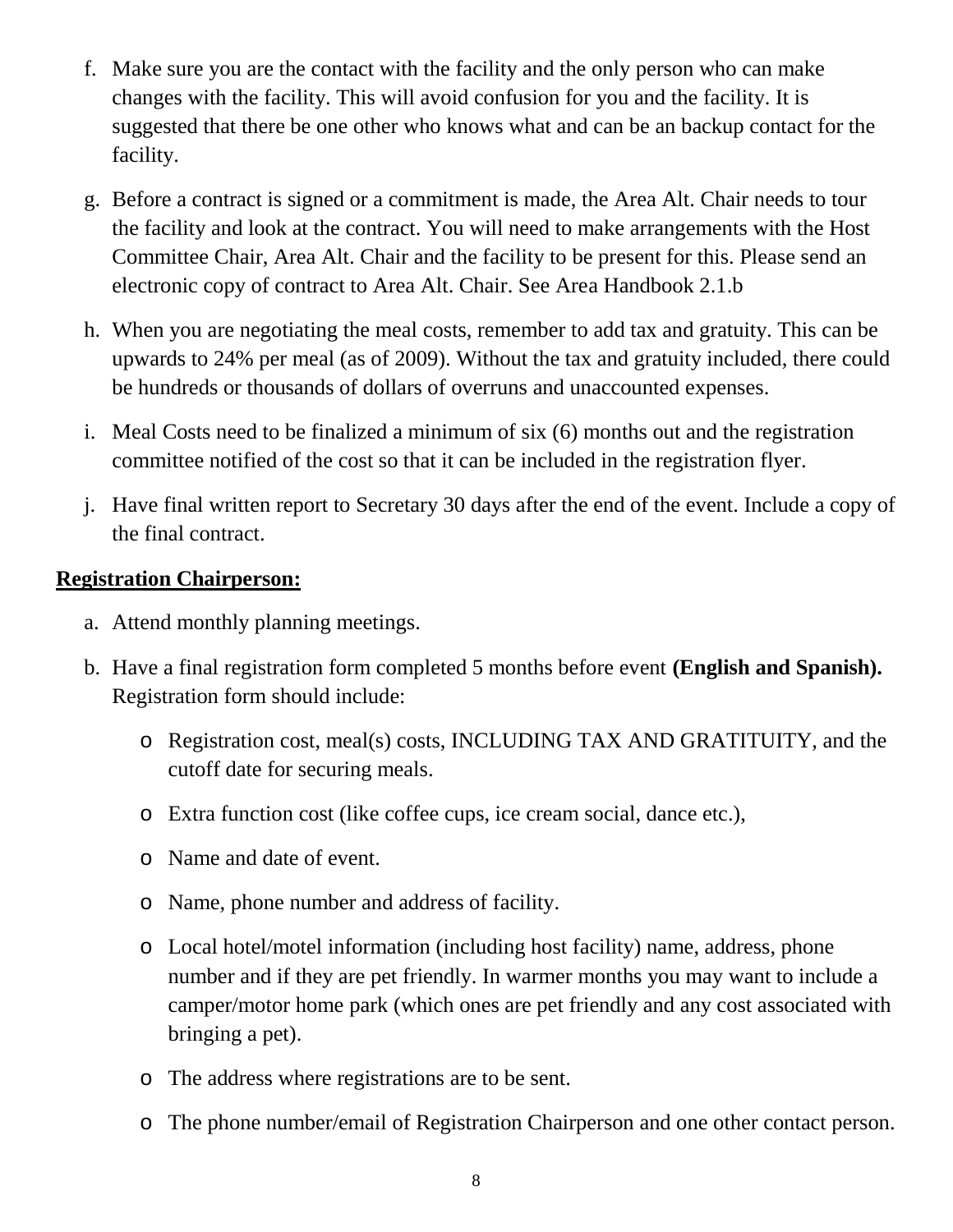f. Make sure you are the contact with the facility and the only person who can make changes with the facility. This will avoid confusion for you and the facility. It is suggested that there be one other who knows what and can be an backup contact for the facility.

g. Before a contract is signed or a commitment is made, the Area Alt. Chair needs to tour the facility and look at the contract. You will need to make arrangements with the Host Committee Chair, Area Alt. Chair and the facility to be present for this. Please send an electronic copy of contract to Area Alt. Chair. See Area Handbook 2.1.b

h. When you are negotiating the meal costs, remember to add tax and gratuity. This can be upwards to 24% per meal (as of 2009). Without the tax and gratuity included, there could be hundreds or thousands of dollars of overruns and unaccounted expenses.

i. Meal Costs need to be finalized a minimum of six (6) months out and the registration committee notified of the cost so that it can be included in the registration flyer.

j. Have final written report to Secretary 30 days after the end of the event. Include a copy of the final contract.

**Registration Chairperson:**

a. Attend monthly planning meetings.

b. Have a final registration form completed 5 months before event **(English and Spanish).** Registration form should include:

   - Registration cost, meal(s) costs, INCLUDING TAX AND GRATITUITY, and the cutoff date for securing meals.
   - Extra function cost (like coffee cups, ice cream social, dance etc.),
   - Name and date of event.
   - Name, phone number and address of facility.
   - Local hotel/motel information (including host facility) name, address, phone number and if they are pet friendly. In warmer months you may want to include a camper/motor home park (which ones are pet friendly and any cost associated with bringing a pet).
   - The address where registrations are to be sent.
   - The phone number/email of Registration Chairperson and one other contact person.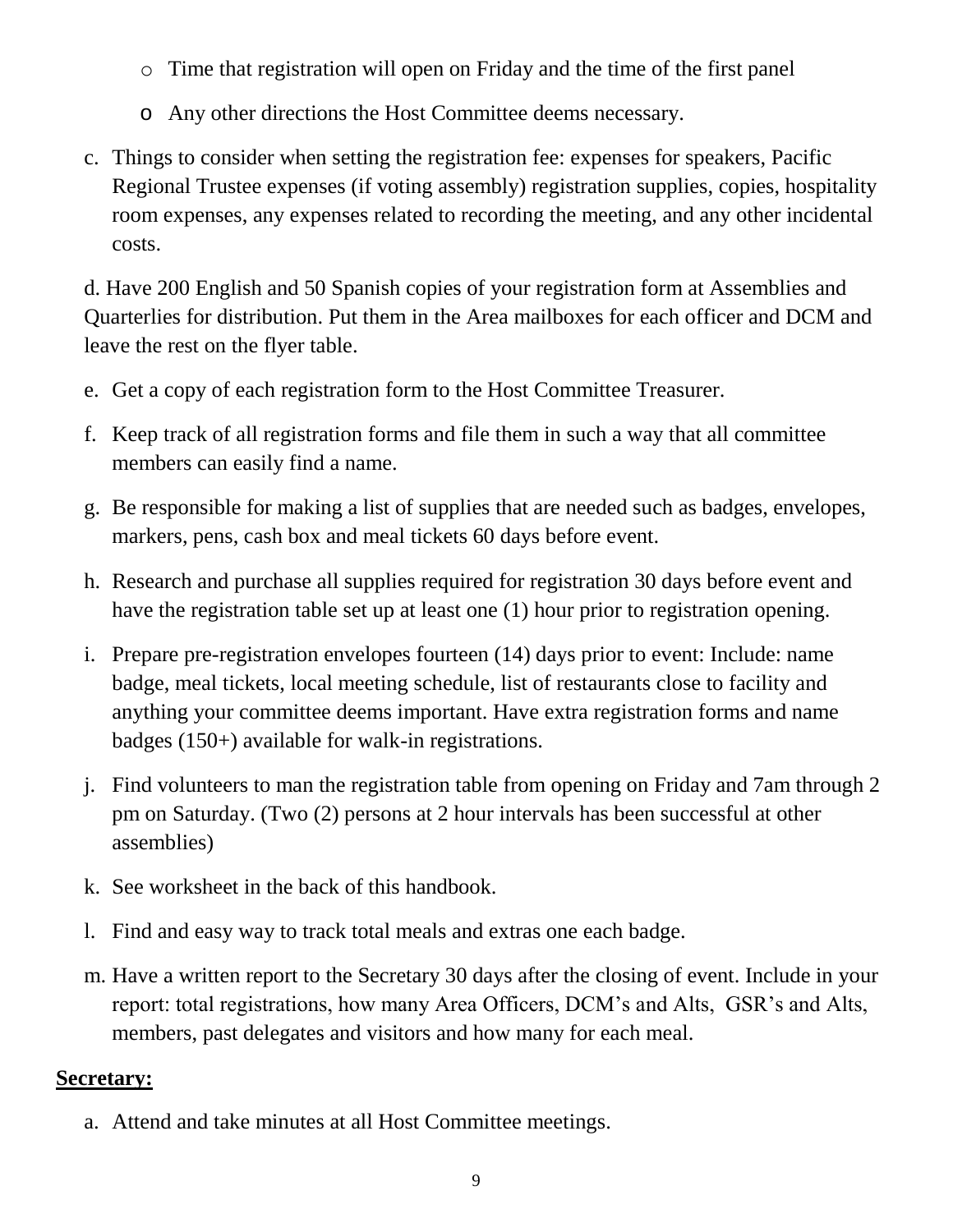- Time that registration will open on Friday and the time of the first panel
   - Any other directions the Host Committee deems necessary.

c. Things to consider when setting the registration fee: expenses for speakers, Pacific Regional Trustee expenses (if voting assembly) registration supplies, copies, hospitality room expenses, any expenses related to recording the meeting, and any other incidental costs.

d. Have 200 English and 50 Spanish copies of your registration form at Assemblies and Quarterlies for distribution. Put them in the Area mailboxes for each officer and DCM and leave the rest on the flyer table.

e. Get a copy of each registration form to the Host Committee Treasurer.

f. Keep track of all registration forms and file them in such a way that all committee members can easily find a name.

g. Be responsible for making a list of supplies that are needed such as badges, envelopes, markers, pens, cash box and meal tickets 60 days before event.

h. Research and purchase all supplies required for registration 30 days before event and have the registration table set up at least one (1) hour prior to registration opening.

i. Prepare pre-registration envelopes fourteen (14) days prior to event: Include: name badge, meal tickets, local meeting schedule, list of restaurants close to facility and anything your committee deems important. Have extra registration forms and name badges (150+) available for walk-in registrations.

j. Find volunteers to man the registration table from opening on Friday and 7am through 2 pm on Saturday. (Two (2) persons at 2 hour intervals has been successful at other assemblies)

k. See worksheet in the back of this handbook.

l. Find and easy way to track total meals and extras one each badge.

m. Have a written report to the Secretary 30 days after the closing of event. Include in your report: total registrations, how many Area Officers, DCM's and Alts, GSR's and Alts, members, past delegates and visitors and how many for each meal.

**Secretary:**

a. Attend and take minutes at all Host Committee meetings.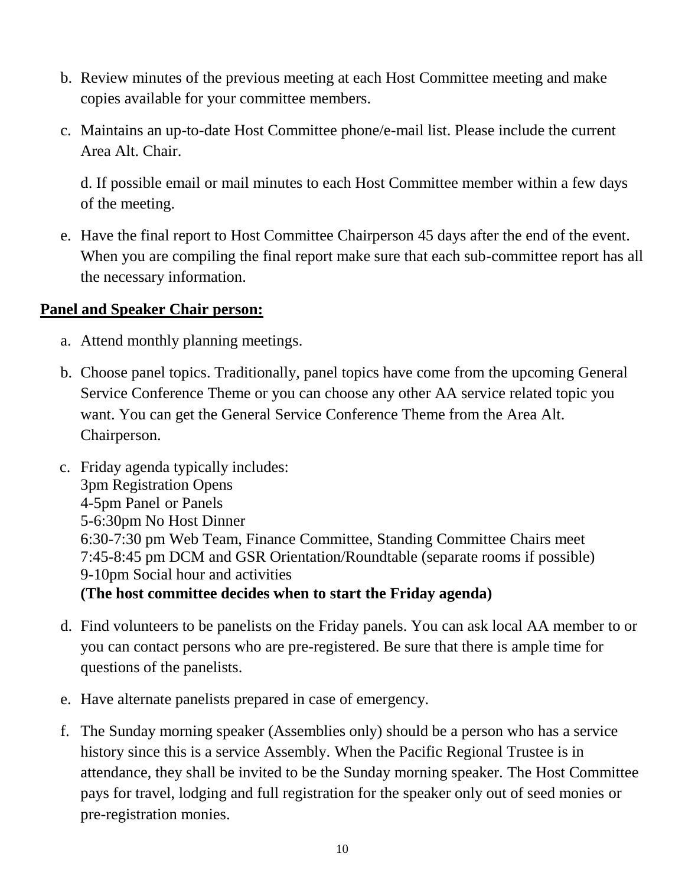b. Review minutes of the previous meeting at each Host Committee meeting and make copies available for your committee members.

c. Maintains an up-to-date Host Committee phone/e-mail list. Please include the current Area Alt. Chair.

d. If possible email or mail minutes to each Host Committee member within a few days of the meeting.

e. Have the final report to Host Committee Chairperson 45 days after the end of the event. When you are compiling the final report make sure that each sub-committee report has all the necessary information.

**Panel and Speaker Chair person:**

a. Attend monthly planning meetings.

b. Choose panel topics. Traditionally, panel topics have come from the upcoming General Service Conference Theme or you can choose any other AA service related topic you want. You can get the General Service Conference Theme from the Area Alt. Chairperson.

c. Friday agenda typically includes:
3pm Registration Opens
4-5pm Panel or Panels
5-6:30pm No Host Dinner
6:30-7:30 pm Web Team, Finance Committee, Standing Committee Chairs meet
7:45-8:45 pm DCM and GSR Orientation/Roundtable (separate rooms if possible)
9-10pm Social hour and activities
**(The host committee decides when to start the Friday agenda)**

d. Find volunteers to be panelists on the Friday panels. You can ask local AA member to or you can contact persons who are pre-registered. Be sure that there is ample time for questions of the panelists.

e. Have alternate panelists prepared in case of emergency.

f. The Sunday morning speaker (Assemblies only) should be a person who has a service history since this is a service Assembly. When the Pacific Regional Trustee is in attendance, they shall be invited to be the Sunday morning speaker. The Host Committee pays for travel, lodging and full registration for the speaker only out of seed monies or pre-registration monies.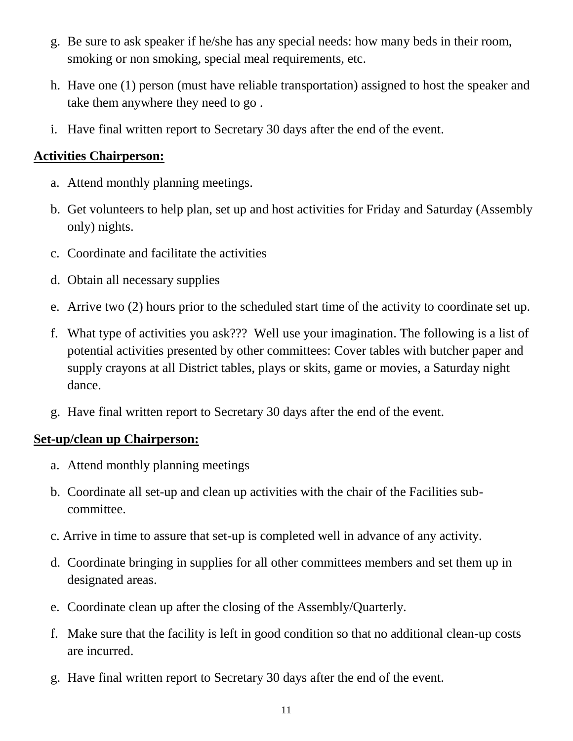g. Be sure to ask speaker if he/she has any special needs: how many beds in their room, smoking or non smoking, special meal requirements, etc.

h. Have one (1) person (must have reliable transportation) assigned to host the speaker and take them anywhere they need to go .

i. Have final written report to Secretary 30 days after the end of the event.

**Activities Chairperson:**

a. Attend monthly planning meetings.

b. Get volunteers to help plan, set up and host activities for Friday and Saturday (Assembly only) nights.

c. Coordinate and facilitate the activities

d. Obtain all necessary supplies

e. Arrive two (2) hours prior to the scheduled start time of the activity to coordinate set up.

f. What type of activities you ask??? Well use your imagination. The following is a list of potential activities presented by other committees: Cover tables with butcher paper and supply crayons at all District tables, plays or skits, game or movies, a Saturday night dance.

g. Have final written report to Secretary 30 days after the end of the event.

**Set-up/clean up Chairperson:**

a. Attend monthly planning meetings

b. Coordinate all set-up and clean up activities with the chair of the Facilities sub-committee.

c. Arrive in time to assure that set-up is completed well in advance of any activity.

d. Coordinate bringing in supplies for all other committees members and set them up in designated areas.

e. Coordinate clean up after the closing of the Assembly/Quarterly.

f. Make sure that the facility is left in good condition so that no additional clean-up costs are incurred.

g. Have final written report to Secretary 30 days after the end of the event.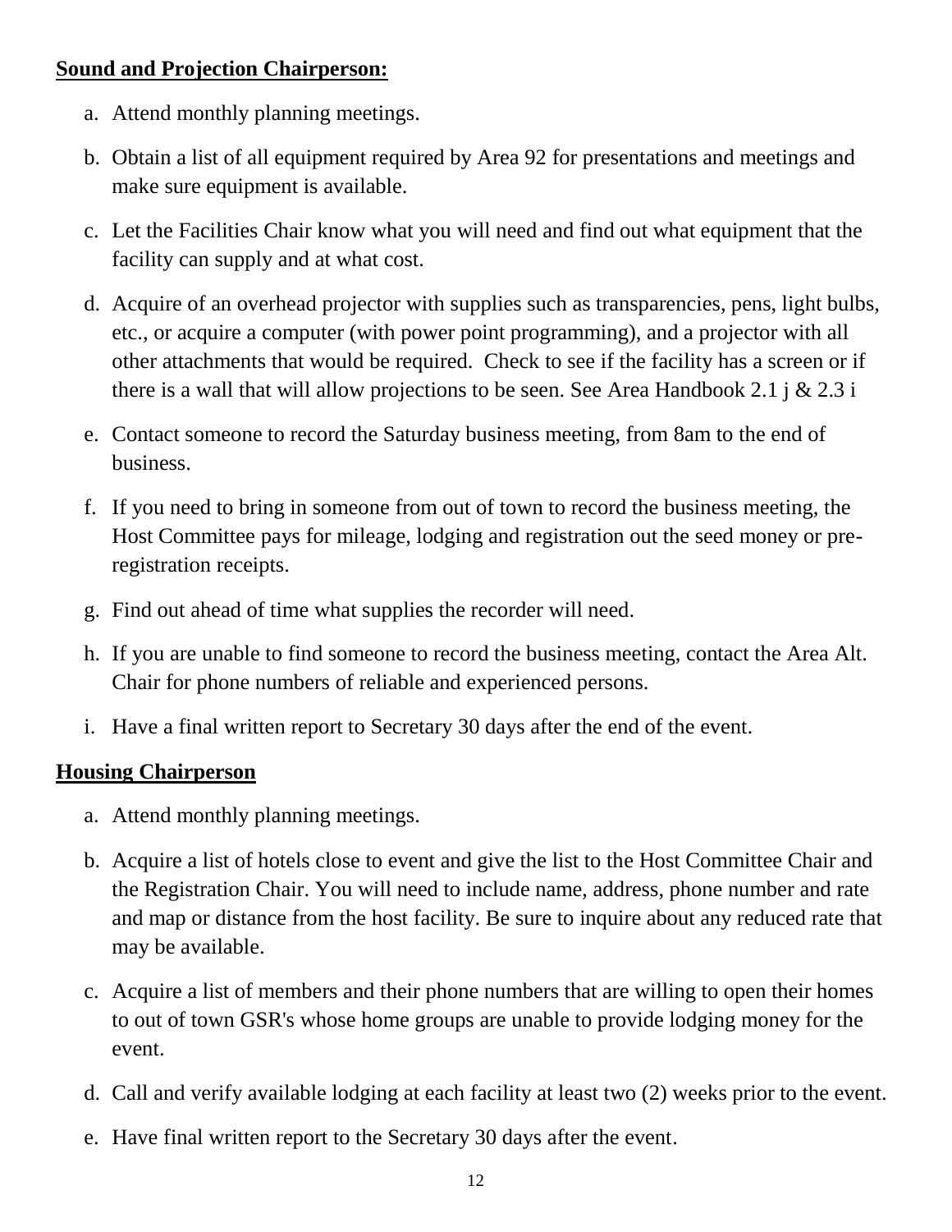**Sound and Projection Chairperson:**

a. Attend monthly planning meetings.

b. Obtain a list of all equipment required by Area 92 for presentations and meetings and make sure equipment is available.

c. Let the Facilities Chair know what you will need and find out what equipment that the facility can supply and at what cost.

d. Acquire of an overhead projector with supplies such as transparencies, pens, light bulbs, etc., or acquire a computer (with power point programming), and a projector with all other attachments that would be required. Check to see if the facility has a screen or if there is a wall that will allow projections to be seen. See Area Handbook 2.1 j & 2.3 i

e. Contact someone to record the Saturday business meeting, from 8am to the end of business.

f. If you need to bring in someone from out of town to record the business meeting, the Host Committee pays for mileage, lodging and registration out the seed money or pre-registration receipts.

g. Find out ahead of time what supplies the recorder will need.

h. If you are unable to find someone to record the business meeting, contact the Area Alt. Chair for phone numbers of reliable and experienced persons.

i. Have a final written report to Secretary 30 days after the end of the event.

**Housing Chairperson**

a. Attend monthly planning meetings.

b. Acquire a list of hotels close to event and give the list to the Host Committee Chair and the Registration Chair. You will need to include name, address, phone number and rate and map or distance from the host facility. Be sure to inquire about any reduced rate that may be available.

c. Acquire a list of members and their phone numbers that are willing to open their homes to out of town GSR's whose home groups are unable to provide lodging money for the event.

d. Call and verify available lodging at each facility at least two (2) weeks prior to the event.

e. Have final written report to the Secretary 30 days after the event.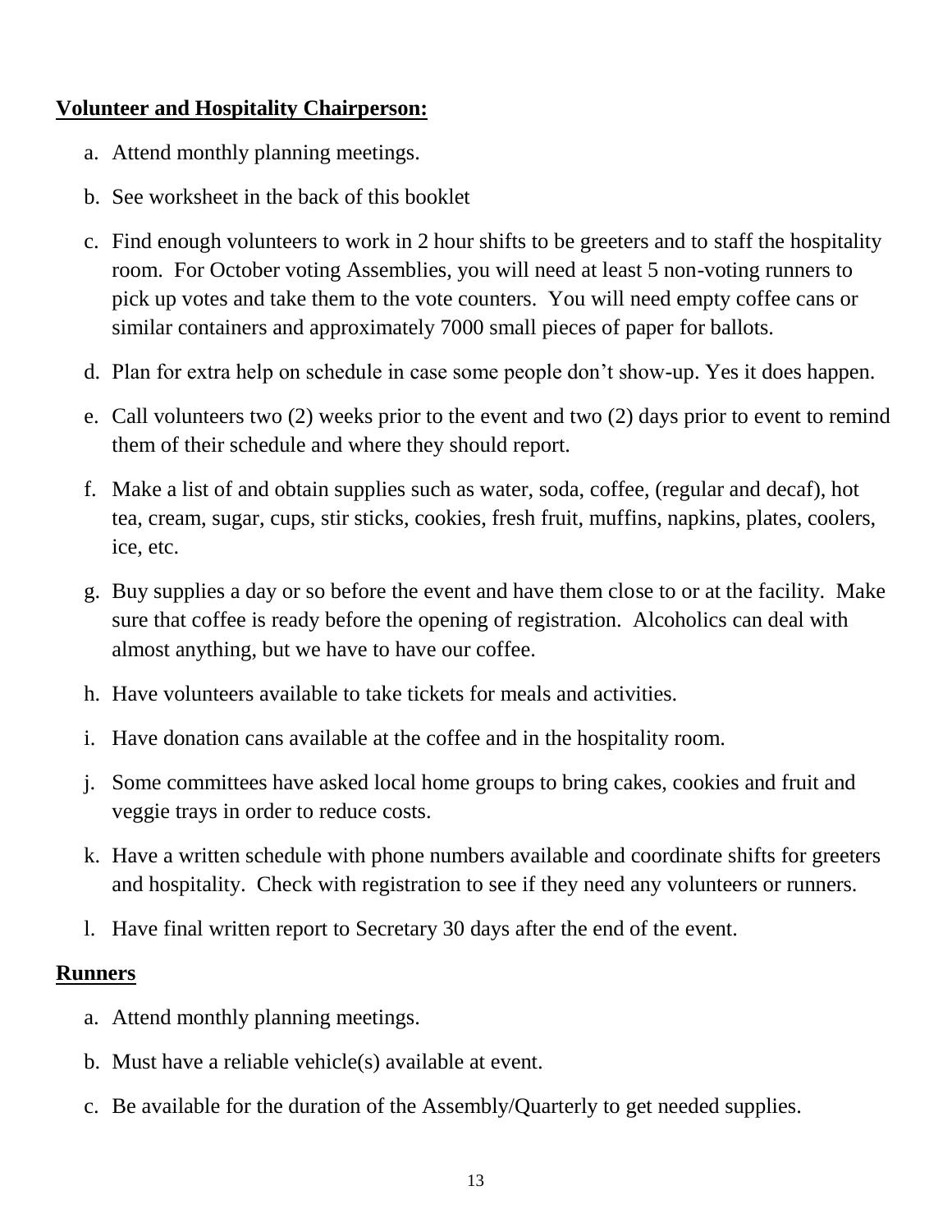**Volunteer and Hospitality Chairperson:**

a. Attend monthly planning meetings.

b. See worksheet in the back of this booklet

c. Find enough volunteers to work in 2 hour shifts to be greeters and to staff the hospitality room. For October voting Assemblies, you will need at least 5 non-voting runners to pick up votes and take them to the vote counters. You will need empty coffee cans or similar containers and approximately 7000 small pieces of paper for ballots.

d. Plan for extra help on schedule in case some people don't show-up. Yes it does happen.

e. Call volunteers two (2) weeks prior to the event and two (2) days prior to event to remind them of their schedule and where they should report.

f. Make a list of and obtain supplies such as water, soda, coffee, (regular and decaf), hot tea, cream, sugar, cups, stir sticks, cookies, fresh fruit, muffins, napkins, plates, coolers, ice, etc.

g. Buy supplies a day or so before the event and have them close to or at the facility. Make sure that coffee is ready before the opening of registration. Alcoholics can deal with almost anything, but we have to have our coffee.

h. Have volunteers available to take tickets for meals and activities.

i. Have donation cans available at the coffee and in the hospitality room.

j. Some committees have asked local home groups to bring cakes, cookies and fruit and veggie trays in order to reduce costs.

k. Have a written schedule with phone numbers available and coordinate shifts for greeters and hospitality. Check with registration to see if they need any volunteers or runners.

l. Have final written report to Secretary 30 days after the end of the event.

**Runners**

a. Attend monthly planning meetings.

b. Must have a reliable vehicle(s) available at event.

c. Be available for the duration of the Assembly/Quarterly to get needed supplies.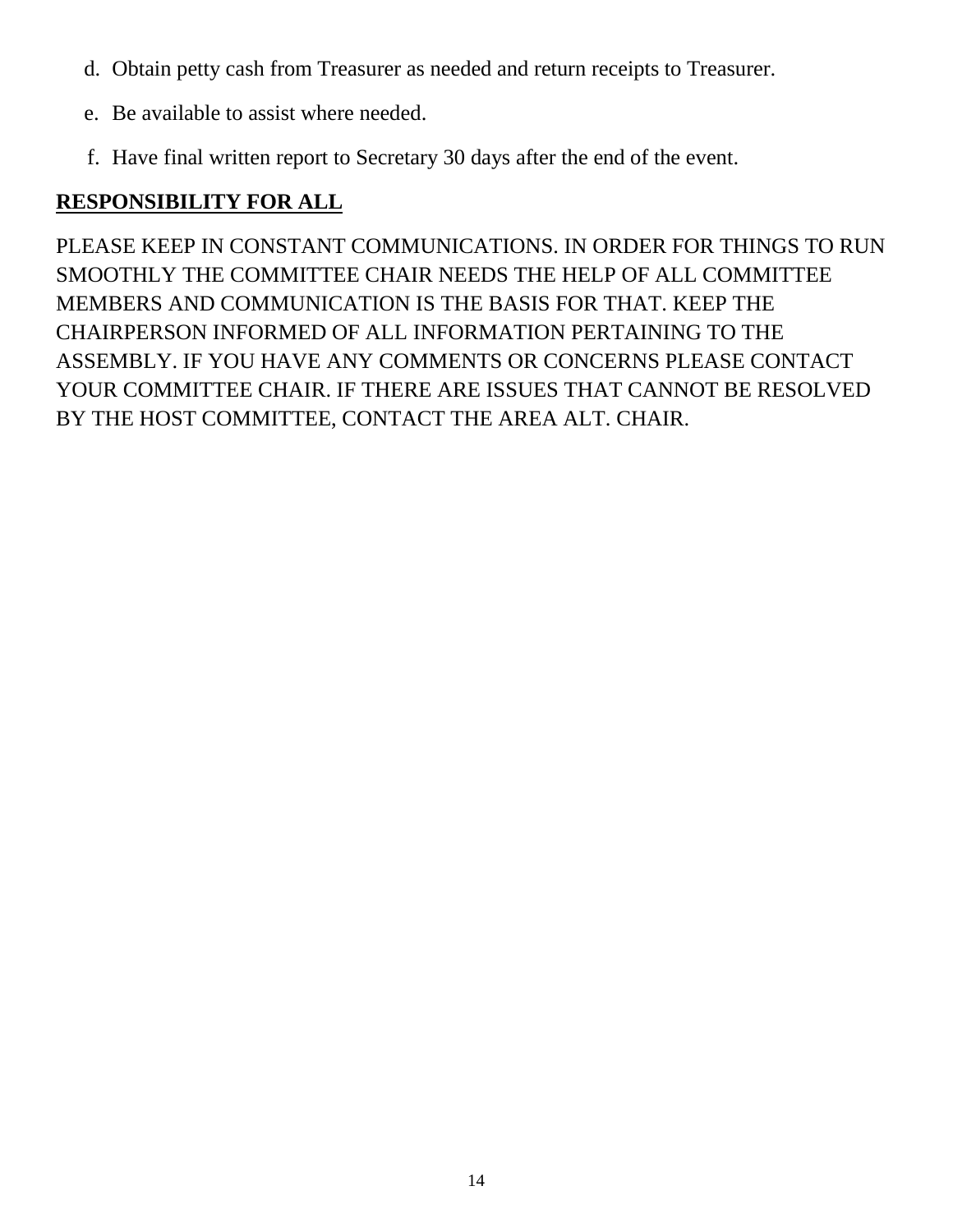d. Obtain petty cash from Treasurer as needed and return receipts to Treasurer.

e. Be available to assist where needed.

f. Have final written report to Secretary 30 days after the end of the event.

## RESPONSIBILITY FOR ALL

PLEASE KEEP IN CONSTANT COMMUNICATIONS. IN ORDER FOR THINGS TO RUN SMOOTHLY THE COMMITTEE CHAIR NEEDS THE HELP OF ALL COMMITTEE MEMBERS AND COMMUNICATION IS THE BASIS FOR THAT. KEEP THE CHAIRPERSON INFORMED OF ALL INFORMATION PERTAINING TO THE ASSEMBLY. IF YOU HAVE ANY COMMENTS OR CONCERNS PLEASE CONTACT YOUR COMMITTEE CHAIR. IF THERE ARE ISSUES THAT CANNOT BE RESOLVED BY THE HOST COMMITTEE, CONTACT THE AREA ALT. CHAIR.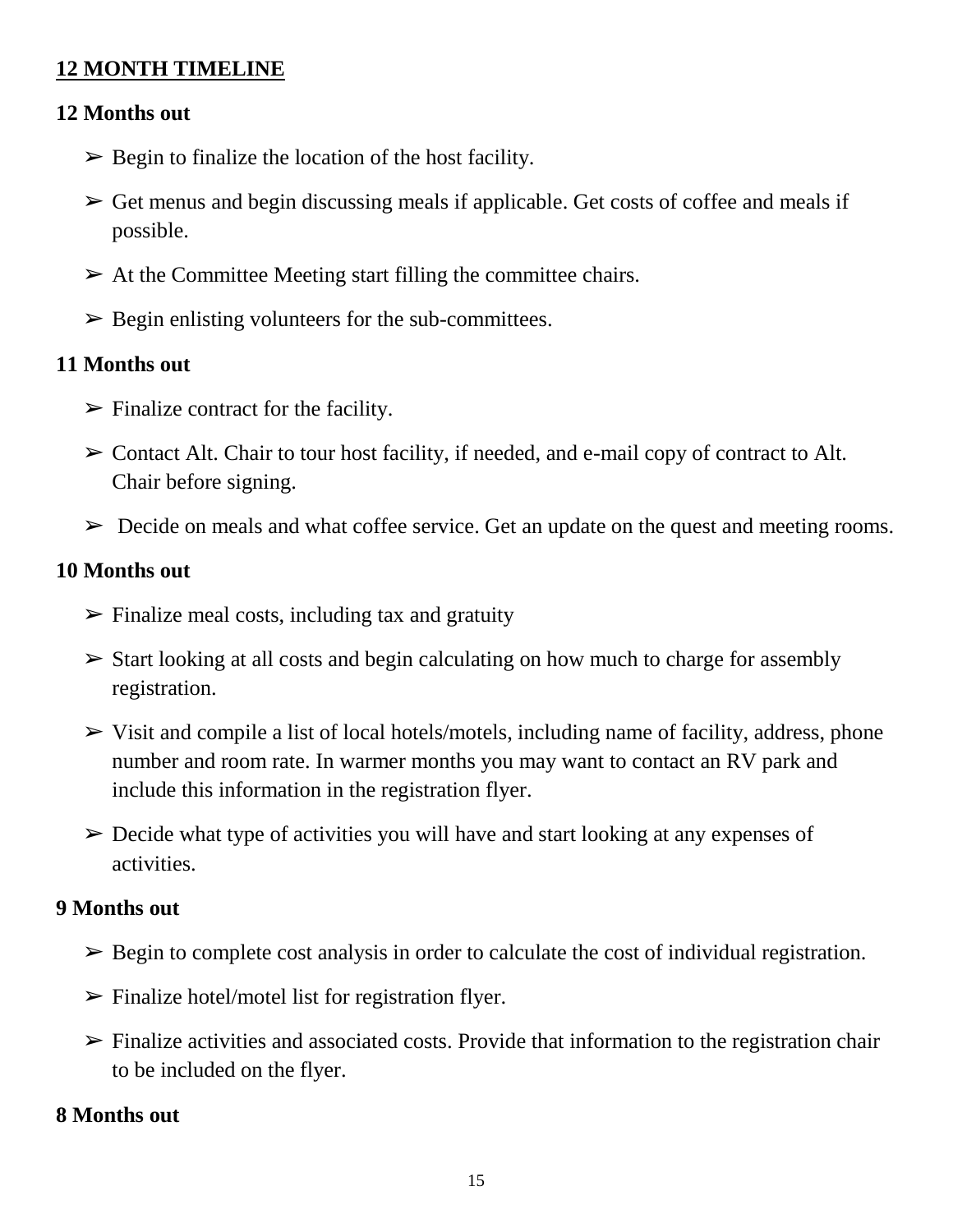## 12 MONTH TIMELINE

### 12 Months out

- ➢ Begin to finalize the location of the host facility.
- ➢ Get menus and begin discussing meals if applicable. Get costs of coffee and meals if possible.
- ➢ At the Committee Meeting start filling the committee chairs.
- ➢ Begin enlisting volunteers for the sub-committees.

### 11 Months out

- ➢ Finalize contract for the facility.
- ➢ Contact Alt. Chair to tour host facility, if needed, and e-mail copy of contract to Alt. Chair before signing.
- ➢ Decide on meals and what coffee service. Get an update on the quest and meeting rooms.

### 10 Months out

- ➢ Finalize meal costs, including tax and gratuity
- ➢ Start looking at all costs and begin calculating on how much to charge for assembly registration.
- ➢ Visit and compile a list of local hotels/motels, including name of facility, address, phone number and room rate. In warmer months you may want to contact an RV park and include this information in the registration flyer.
- ➢ Decide what type of activities you will have and start looking at any expenses of activities.

### 9 Months out

- ➢ Begin to complete cost analysis in order to calculate the cost of individual registration.
- ➢ Finalize hotel/motel list for registration flyer.
- ➢ Finalize activities and associated costs. Provide that information to the registration chair to be included on the flyer.

### 8 Months out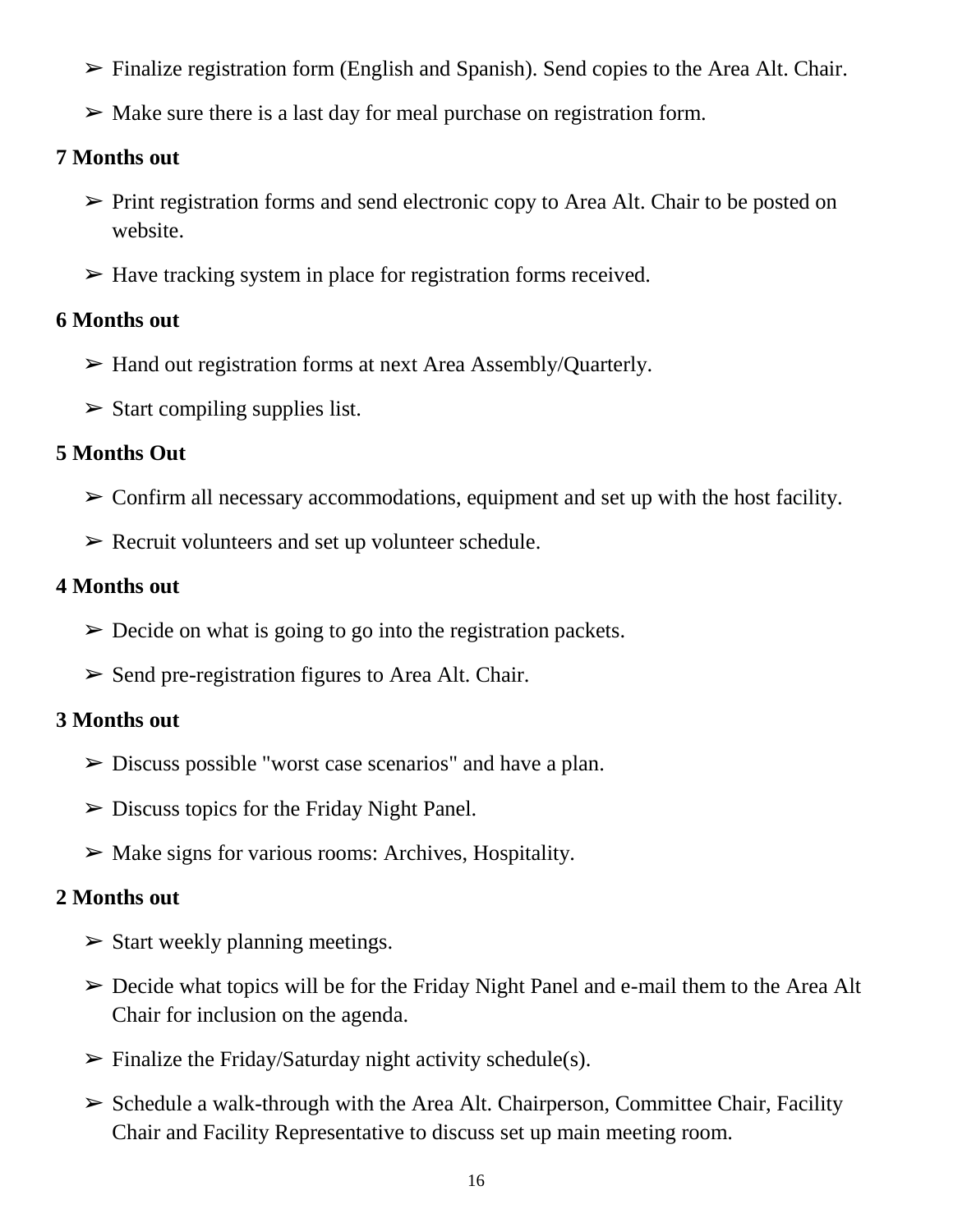- Finalize registration form (English and Spanish). Send copies to the Area Alt. Chair.
- Make sure there is a last day for meal purchase on registration form.

**7 Months out**

- Print registration forms and send electronic copy to Area Alt. Chair to be posted on website.
- Have tracking system in place for registration forms received.

**6 Months out**

- Hand out registration forms at next Area Assembly/Quarterly.
- Start compiling supplies list.

**5 Months Out**

- Confirm all necessary accommodations, equipment and set up with the host facility.
- Recruit volunteers and set up volunteer schedule.

**4 Months out**

- Decide on what is going to go into the registration packets.
- Send pre-registration figures to Area Alt. Chair.

**3 Months out**

- Discuss possible "worst case scenarios" and have a plan.
- Discuss topics for the Friday Night Panel.
- Make signs for various rooms: Archives, Hospitality.

**2 Months out**

- Start weekly planning meetings.
- Decide what topics will be for the Friday Night Panel and e-mail them to the Area Alt Chair for inclusion on the agenda.
- Finalize the Friday/Saturday night activity schedule(s).
- Schedule a walk-through with the Area Alt. Chairperson, Committee Chair, Facility Chair and Facility Representative to discuss set up main meeting room.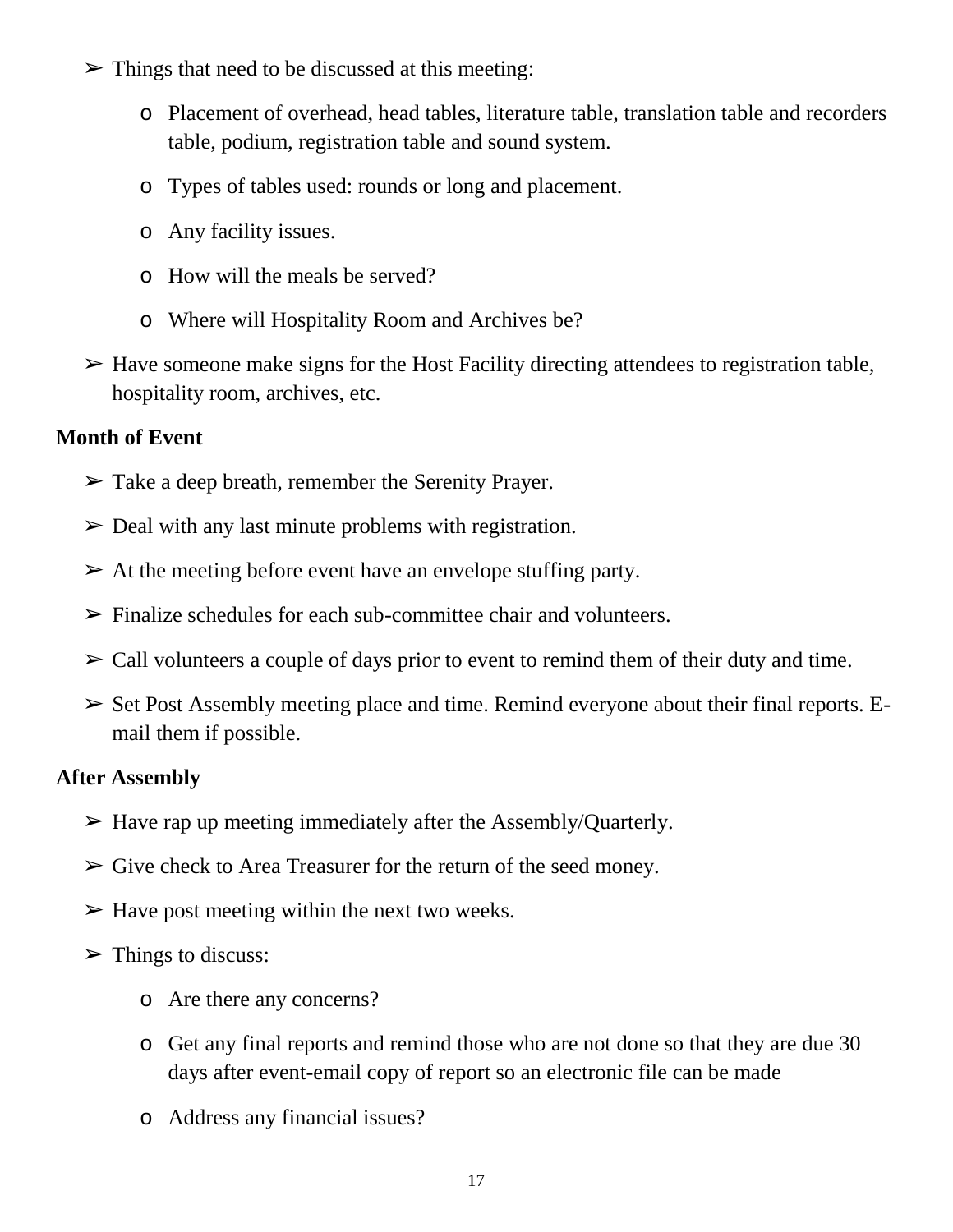- Things that need to be discussed at this meeting:
    - Placement of overhead, head tables, literature table, translation table and recorders table, podium, registration table and sound system.
    - Types of tables used: rounds or long and placement.
    - Any facility issues.
    - How will the meals be served?
    - Where will Hospitality Room and Archives be?
- Have someone make signs for the Host Facility directing attendees to registration table, hospitality room, archives, etc.

**Month of Event**

- Take a deep breath, remember the Serenity Prayer.
- Deal with any last minute problems with registration.
- At the meeting before event have an envelope stuffing party.
- Finalize schedules for each sub-committee chair and volunteers.
- Call volunteers a couple of days prior to event to remind them of their duty and time.
- Set Post Assembly meeting place and time. Remind everyone about their final reports. E-mail them if possible.

**After Assembly**

- Have rap up meeting immediately after the Assembly/Quarterly.
- Give check to Area Treasurer for the return of the seed money.
- Have post meeting within the next two weeks.
- Things to discuss:
    - Are there any concerns?
    - Get any final reports and remind those who are not done so that they are due 30 days after event-email copy of report so an electronic file can be made
    - Address any financial issues?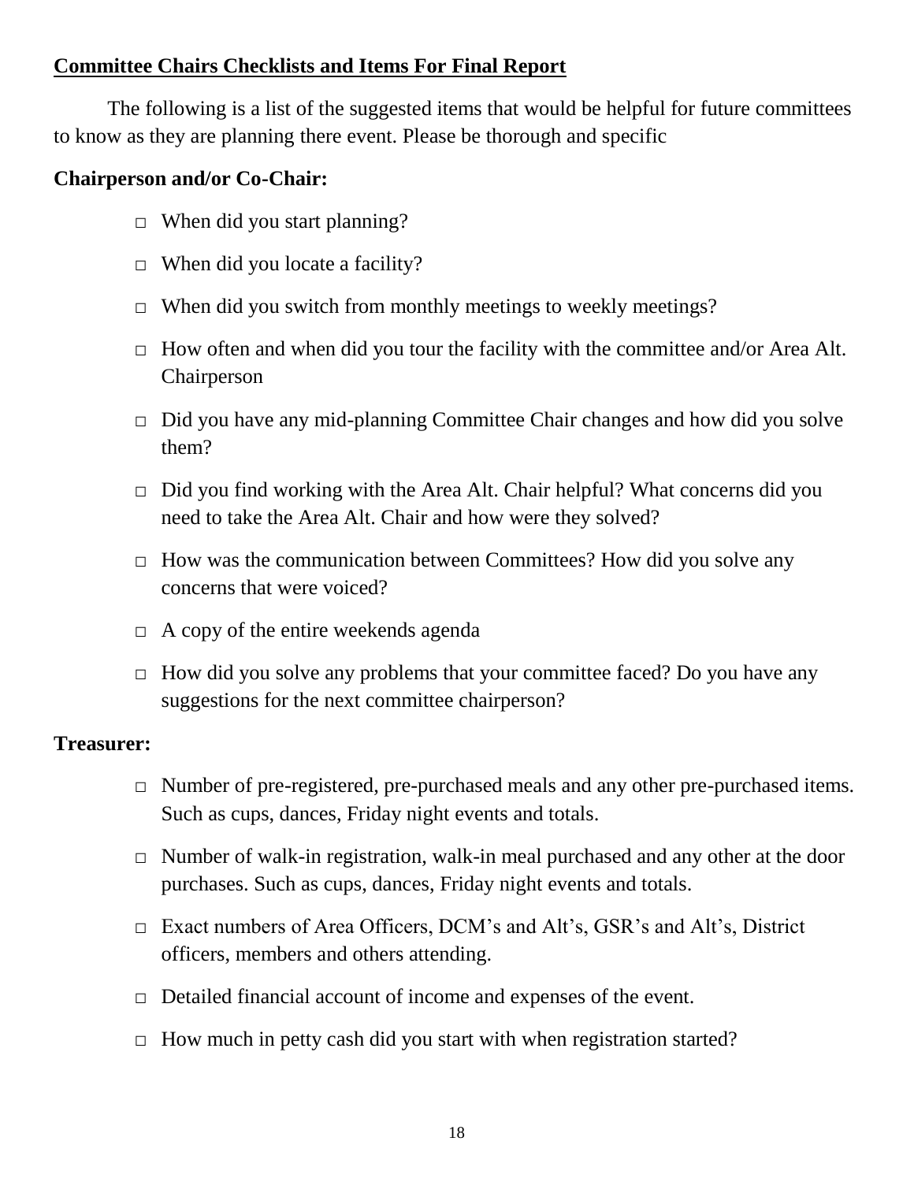## Committee Chairs Checklists and Items For Final Report

The following is a list of the suggested items that would be helpful for future committees to know as they are planning there event. Please be thorough and specific

**Chairperson and/or Co-Chair:**

- □ When did you start planning?
- □ When did you locate a facility?
- □ When did you switch from monthly meetings to weekly meetings?
- □ How often and when did you tour the facility with the committee and/or Area Alt. Chairperson
- □ Did you have any mid-planning Committee Chair changes and how did you solve them?
- □ Did you find working with the Area Alt. Chair helpful? What concerns did you need to take the Area Alt. Chair and how were they solved?
- □ How was the communication between Committees? How did you solve any concerns that were voiced?
- □ A copy of the entire weekends agenda
- □ How did you solve any problems that your committee faced? Do you have any suggestions for the next committee chairperson?

**Treasurer:**

- □ Number of pre-registered, pre-purchased meals and any other pre-purchased items. Such as cups, dances, Friday night events and totals.
- □ Number of walk-in registration, walk-in meal purchased and any other at the door purchases. Such as cups, dances, Friday night events and totals.
- □ Exact numbers of Area Officers, DCM's and Alt's, GSR's and Alt's, District officers, members and others attending.
- □ Detailed financial account of income and expenses of the event.
- □ How much in petty cash did you start with when registration started?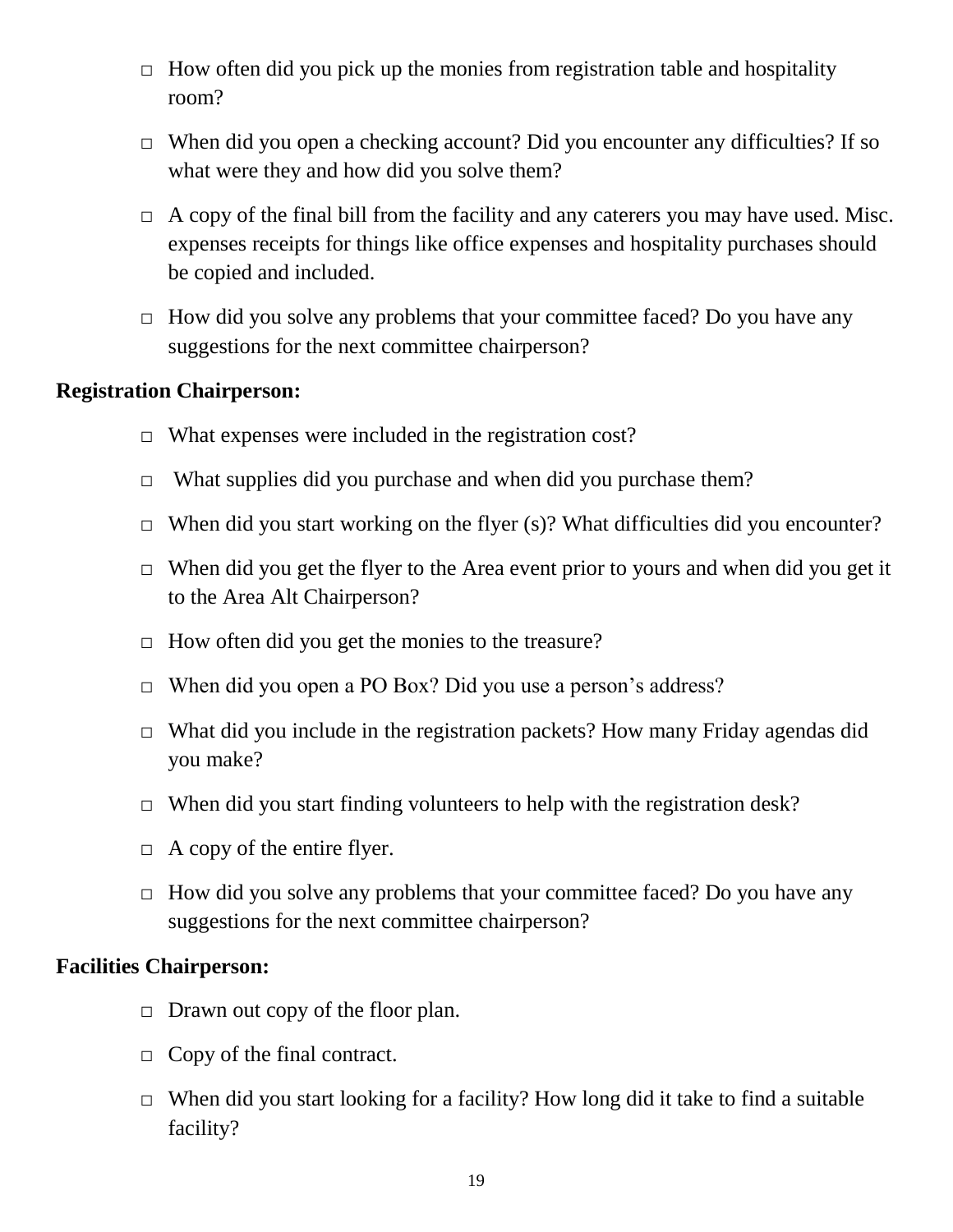- □ How often did you pick up the monies from registration table and hospitality room?
- □ When did you open a checking account? Did you encounter any difficulties? If so what were they and how did you solve them?
- □ A copy of the final bill from the facility and any caterers you may have used. Misc. expenses receipts for things like office expenses and hospitality purchases should be copied and included.
- □ How did you solve any problems that your committee faced? Do you have any suggestions for the next committee chairperson?

**Registration Chairperson:**

- □ What expenses were included in the registration cost?
- □ What supplies did you purchase and when did you purchase them?
- □ When did you start working on the flyer (s)? What difficulties did you encounter?
- □ When did you get the flyer to the Area event prior to yours and when did you get it to the Area Alt Chairperson?
- □ How often did you get the monies to the treasure?
- □ When did you open a PO Box? Did you use a person's address?
- □ What did you include in the registration packets? How many Friday agendas did you make?
- □ When did you start finding volunteers to help with the registration desk?
- □ A copy of the entire flyer.
- □ How did you solve any problems that your committee faced? Do you have any suggestions for the next committee chairperson?

**Facilities Chairperson:**

- □ Drawn out copy of the floor plan.
- □ Copy of the final contract.
- □ When did you start looking for a facility? How long did it take to find a suitable facility?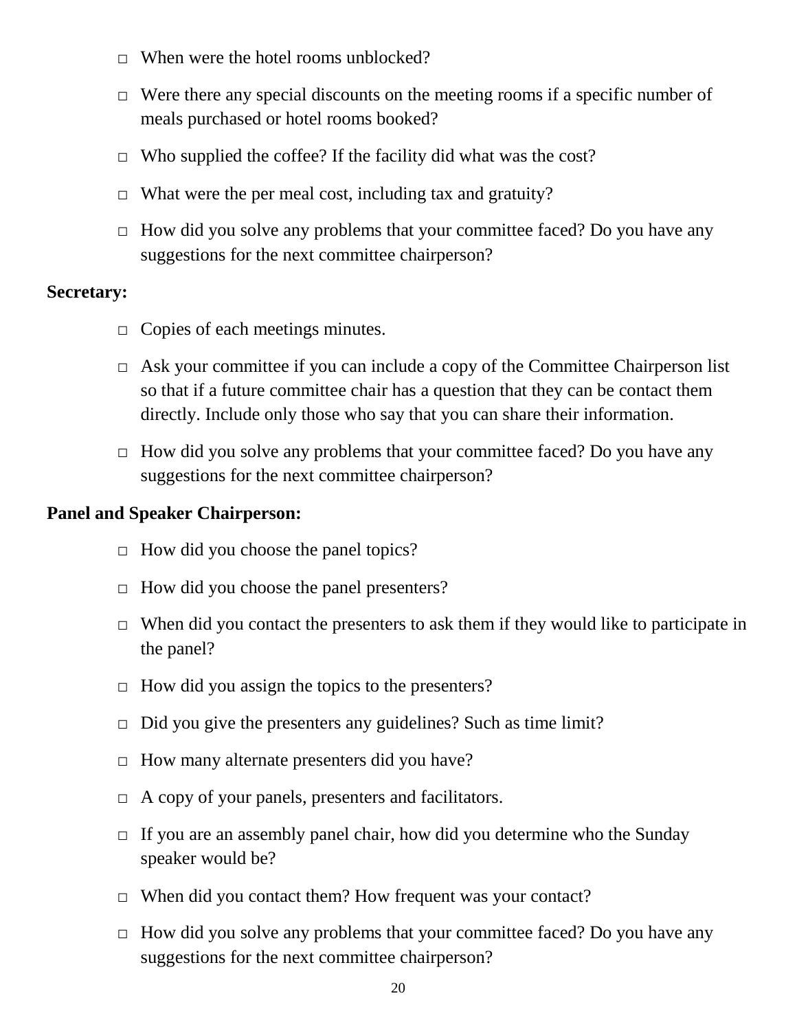- □ When were the hotel rooms unblocked?
- □ Were there any special discounts on the meeting rooms if a specific number of meals purchased or hotel rooms booked?
- □ Who supplied the coffee? If the facility did what was the cost?
- □ What were the per meal cost, including tax and gratuity?
- □ How did you solve any problems that your committee faced? Do you have any suggestions for the next committee chairperson?

**Secretary:**

- □ Copies of each meetings minutes.
- □ Ask your committee if you can include a copy of the Committee Chairperson list so that if a future committee chair has a question that they can be contact them directly. Include only those who say that you can share their information.
- □ How did you solve any problems that your committee faced? Do you have any suggestions for the next committee chairperson?

**Panel and Speaker Chairperson:**

- □ How did you choose the panel topics?
- □ How did you choose the panel presenters?
- □ When did you contact the presenters to ask them if they would like to participate in the panel?
- □ How did you assign the topics to the presenters?
- □ Did you give the presenters any guidelines? Such as time limit?
- □ How many alternate presenters did you have?
- □ A copy of your panels, presenters and facilitators.
- □ If you are an assembly panel chair, how did you determine who the Sunday speaker would be?
- □ When did you contact them? How frequent was your contact?
- □ How did you solve any problems that your committee faced? Do you have any suggestions for the next committee chairperson?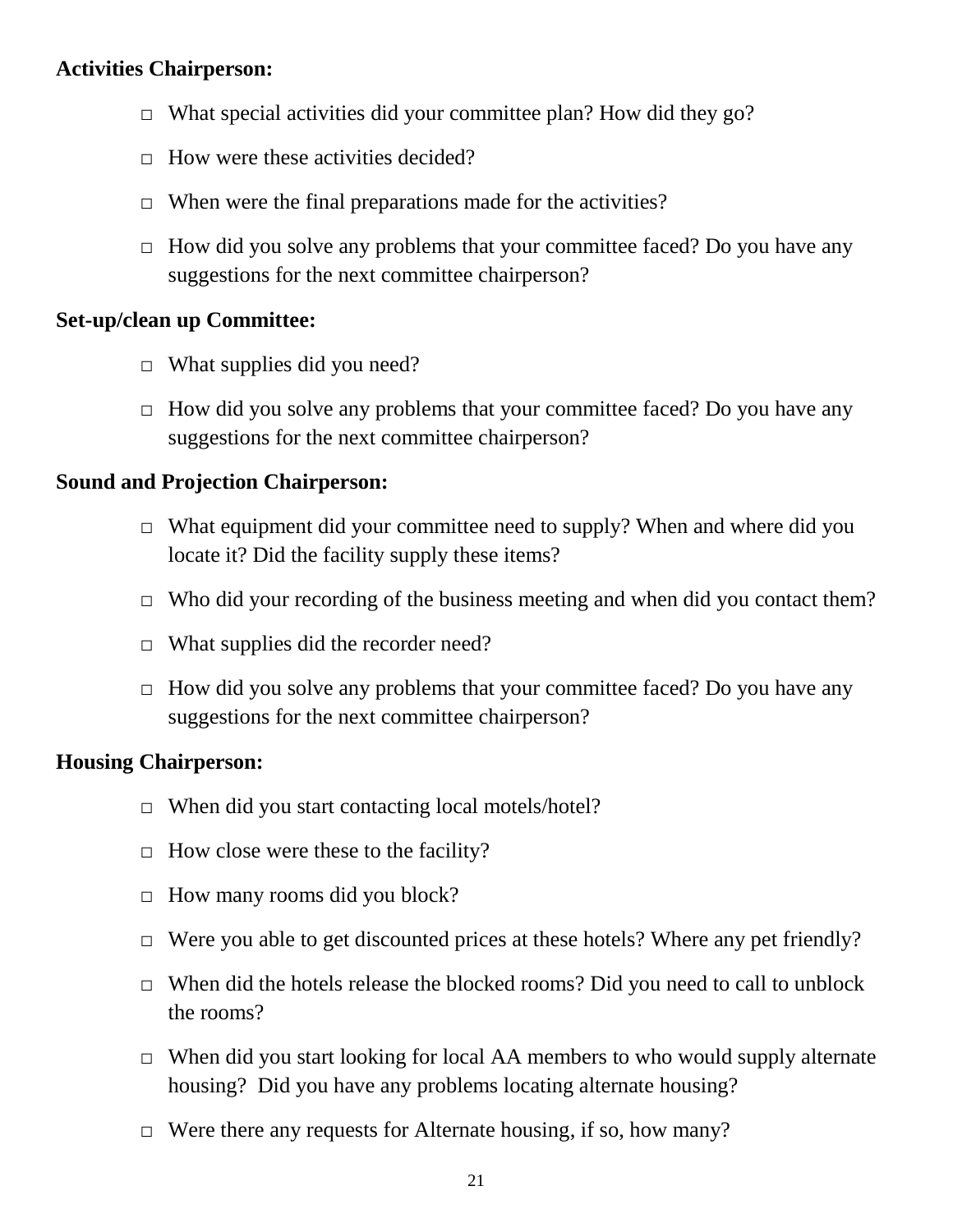**Activities Chairperson:**

- □ What special activities did your committee plan? How did they go?
- □ How were these activities decided?
- □ When were the final preparations made for the activities?
- □ How did you solve any problems that your committee faced? Do you have any suggestions for the next committee chairperson?

**Set-up/clean up Committee:**

- □ What supplies did you need?
- □ How did you solve any problems that your committee faced? Do you have any suggestions for the next committee chairperson?

**Sound and Projection Chairperson:**

- □ What equipment did your committee need to supply? When and where did you locate it? Did the facility supply these items?
- □ Who did your recording of the business meeting and when did you contact them?
- □ What supplies did the recorder need?
- □ How did you solve any problems that your committee faced? Do you have any suggestions for the next committee chairperson?

**Housing Chairperson:**

- □ When did you start contacting local motels/hotel?
- □ How close were these to the facility?
- □ How many rooms did you block?
- □ Were you able to get discounted prices at these hotels? Where any pet friendly?
- □ When did the hotels release the blocked rooms? Did you need to call to unblock the rooms?
- □ When did you start looking for local AA members to who would supply alternate housing? Did you have any problems locating alternate housing?
- □ Were there any requests for Alternate housing, if so, how many?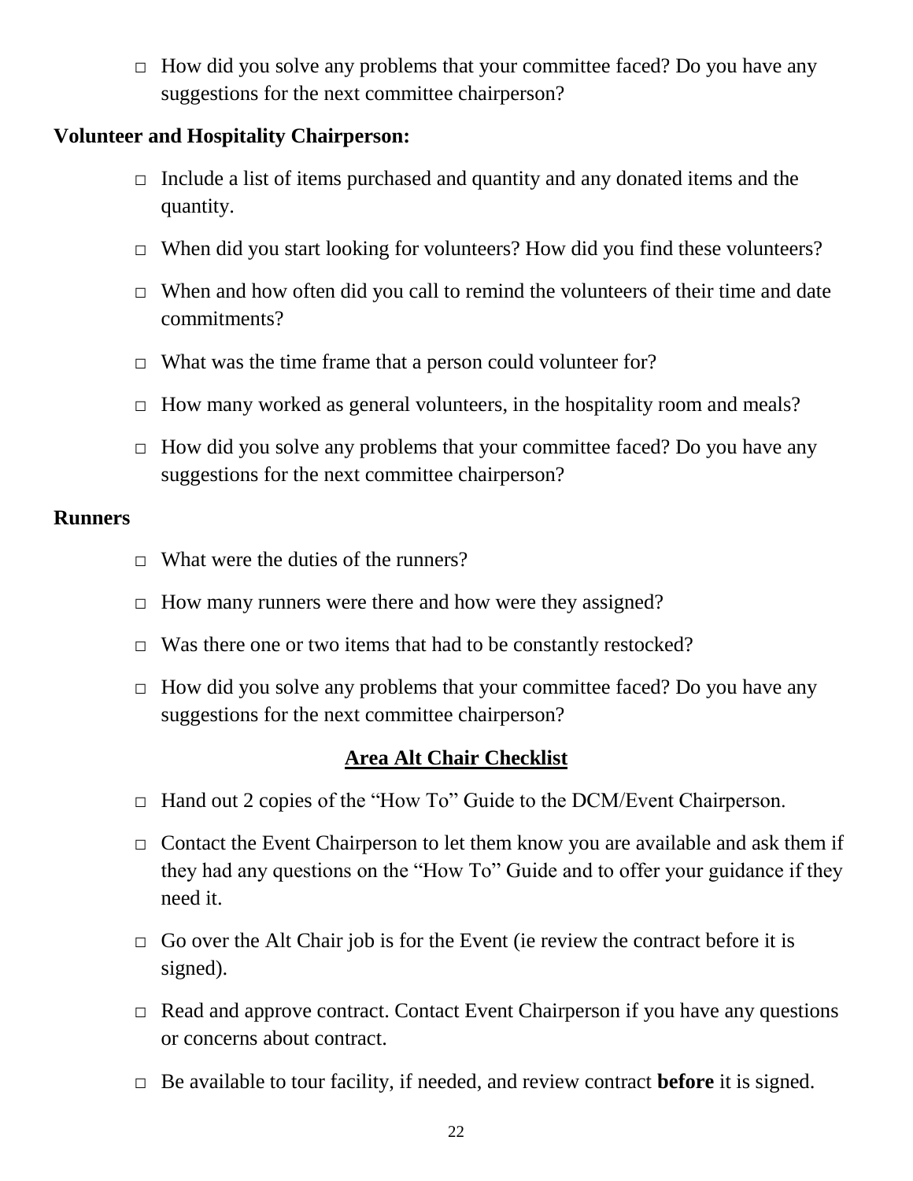- □ How did you solve any problems that your committee faced? Do you have any suggestions for the next committee chairperson?

**Volunteer and Hospitality Chairperson:**

- □ Include a list of items purchased and quantity and any donated items and the quantity.
- □ When did you start looking for volunteers? How did you find these volunteers?
- □ When and how often did you call to remind the volunteers of their time and date commitments?
- □ What was the time frame that a person could volunteer for?
- □ How many worked as general volunteers, in the hospitality room and meals?
- □ How did you solve any problems that your committee faced? Do you have any suggestions for the next committee chairperson?

**Runners**

- □ What were the duties of the runners?
- □ How many runners were there and how were they assigned?
- □ Was there one or two items that had to be constantly restocked?
- □ How did you solve any problems that your committee faced? Do you have any suggestions for the next committee chairperson?

## Area Alt Chair Checklist

- □ Hand out 2 copies of the "How To" Guide to the DCM/Event Chairperson.
- □ Contact the Event Chairperson to let them know you are available and ask them if they had any questions on the "How To" Guide and to offer your guidance if they need it.
- □ Go over the Alt Chair job is for the Event (ie review the contract before it is signed).
- □ Read and approve contract. Contact Event Chairperson if you have any questions or concerns about contract.
- □ Be available to tour facility, if needed, and review contract **before** it is signed.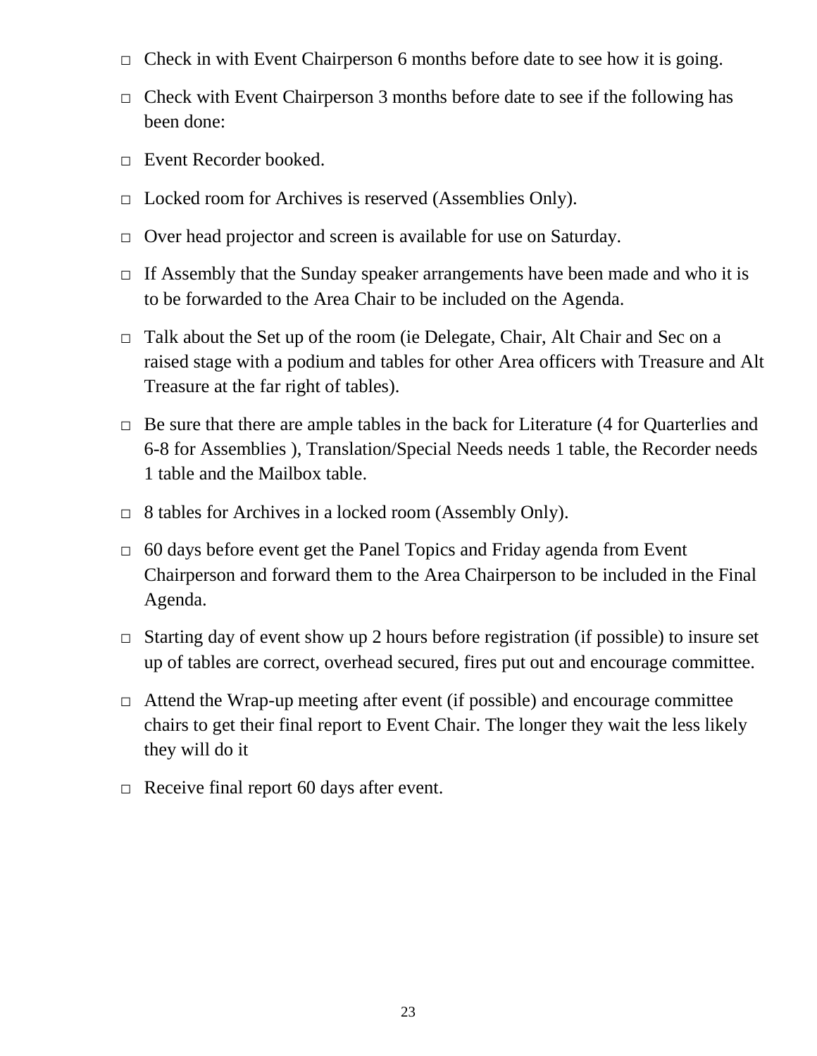- □ Check in with Event Chairperson 6 months before date to see how it is going.
- □ Check with Event Chairperson 3 months before date to see if the following has been done:
- □ Event Recorder booked.
- □ Locked room for Archives is reserved (Assemblies Only).
- □ Over head projector and screen is available for use on Saturday.
- □ If Assembly that the Sunday speaker arrangements have been made and who it is to be forwarded to the Area Chair to be included on the Agenda.
- □ Talk about the Set up of the room (ie Delegate, Chair, Alt Chair and Sec on a raised stage with a podium and tables for other Area officers with Treasure and Alt Treasure at the far right of tables).
- □ Be sure that there are ample tables in the back for Literature (4 for Quarterlies and 6-8 for Assemblies ), Translation/Special Needs needs 1 table, the Recorder needs 1 table and the Mailbox table.
- □ 8 tables for Archives in a locked room (Assembly Only).
- □ 60 days before event get the Panel Topics and Friday agenda from Event Chairperson and forward them to the Area Chairperson to be included in the Final Agenda.
- □ Starting day of event show up 2 hours before registration (if possible) to insure set up of tables are correct, overhead secured, fires put out and encourage committee.
- □ Attend the Wrap-up meeting after event (if possible) and encourage committee chairs to get their final report to Event Chair. The longer they wait the less likely they will do it
- □ Receive final report 60 days after event.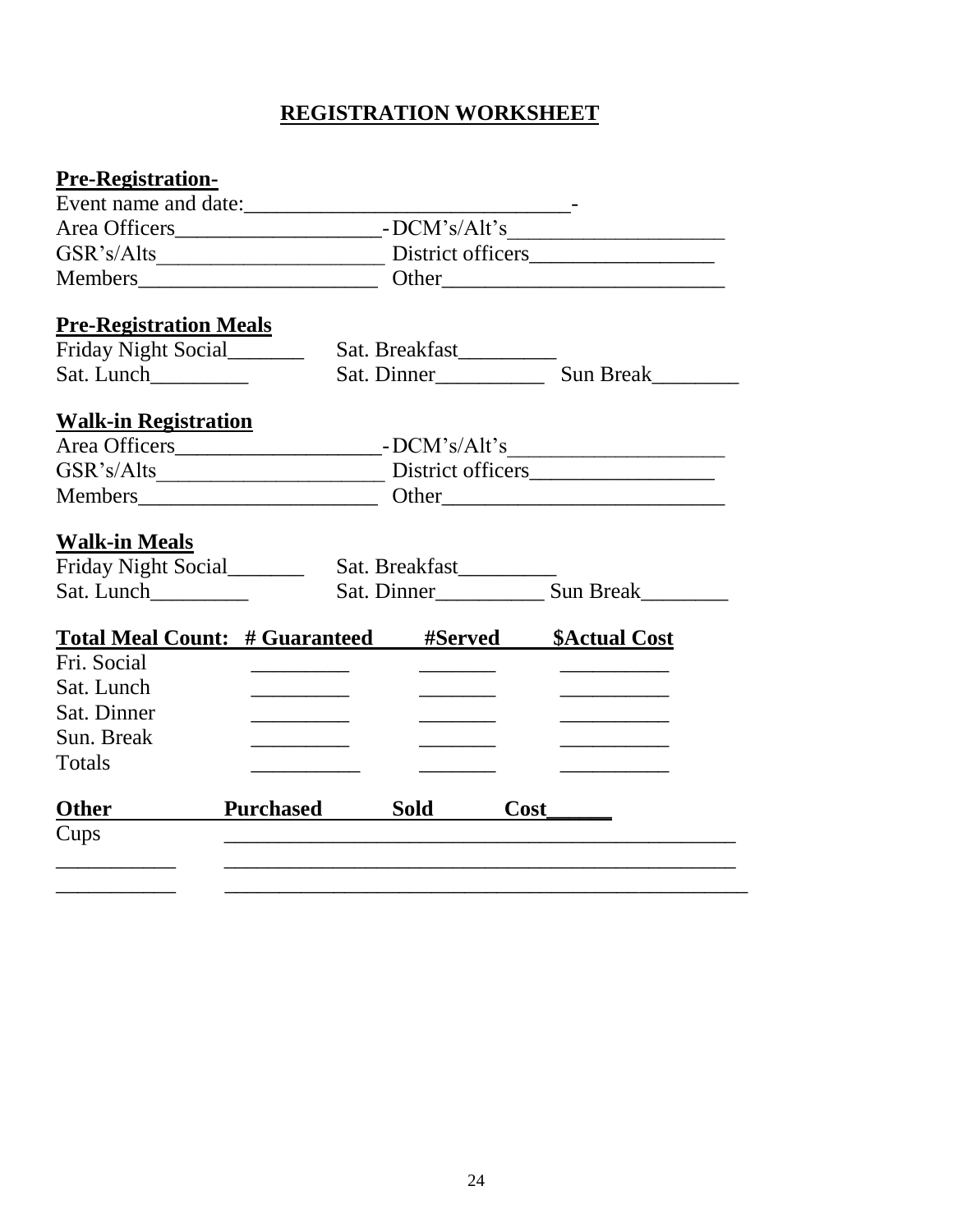# REGISTRATION WORKSHEET

**Pre-Registration-**

Event name and date:______________________________-

Area Officers___________________-DCM's/Alt's____________________

GSR's/Alts_____________________ District officers_________________

Members______________________ Other__________________________

**Pre-Registration Meals**

Friday Night Social_______ Sat. Breakfast_________

Sat. Lunch_________ Sat. Dinner__________ Sun Break________

**Walk-in Registration**

Area Officers___________________-DCM's/Alt's____________________

GSR's/Alts_____________________ District officers_________________

Members______________________ Other__________________________

**Walk-in Meals**

Friday Night Social_______ Sat. Breakfast_________

Sat. Lunch_________ Sat. Dinner__________ Sun Break________

| Total Meal Count: | # Guaranteed | #Served | $Actual Cost |
|---|---|---|---|
| Fri. Social | _________ | _______ | __________ |
| Sat. Lunch | _________ | _______ | __________ |
| Sat. Dinner | _________ | _______ | __________ |
| Sun. Break | _________ | _______ | __________ |
| Totals | __________ | _______ | __________ |

| Other | Purchased | Sold | Cost______ |
|---|---|---|---|
| Cups | | | |
| ___________ | | | |
| ___________ | | | |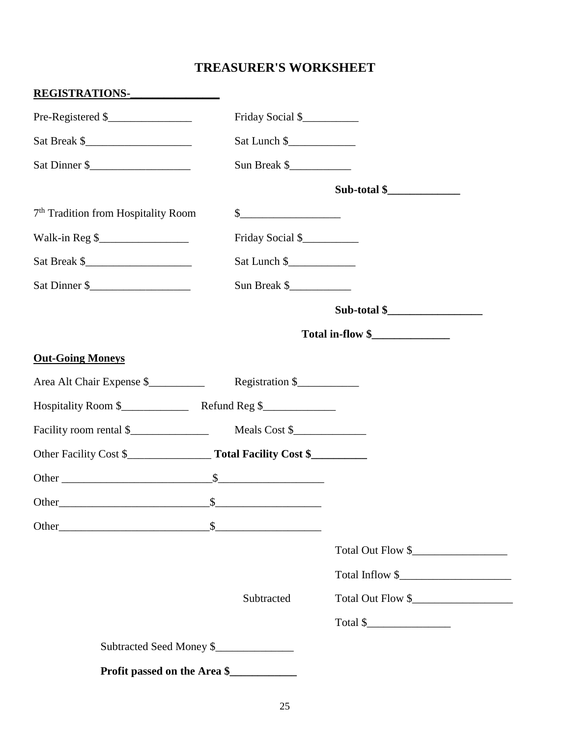# TREASURER'S WORKSHEET

**REGISTRATIONS-________________**

Pre-Registered $________________ Friday Social $__________

Sat Break $____________________ Sat Lunch $____________

Sat Dinner $___________________ Sun Break $___________

**Sub-total $_____________**

7th Tradition from Hospitality Room $___________________

Walk-in Reg $_________________ Friday Social $__________

Sat Break $____________________ Sat Lunch $____________

Sat Dinner $___________________ Sun Break $___________

**Sub-total $_________________**

**Total in-flow $______________**

**Out-Going Moneys**

Area Alt Chair Expense $__________ Registration $___________

Hospitality Room $____________ Refund Reg $_____________

Facility room rental $______________ Meals Cost $_____________

Other Facility Cost $________________ **Total Facility Cost $__________**

Other ___________________________$___________________

Other___________________________$___________________

Other___________________________$___________________

Total Out Flow $_________________

Total Inflow $____________________

Subtracted Total Out Flow $__________________

Total $_______________

Subtracted Seed Money $______________

**Profit passed on the Area $____________**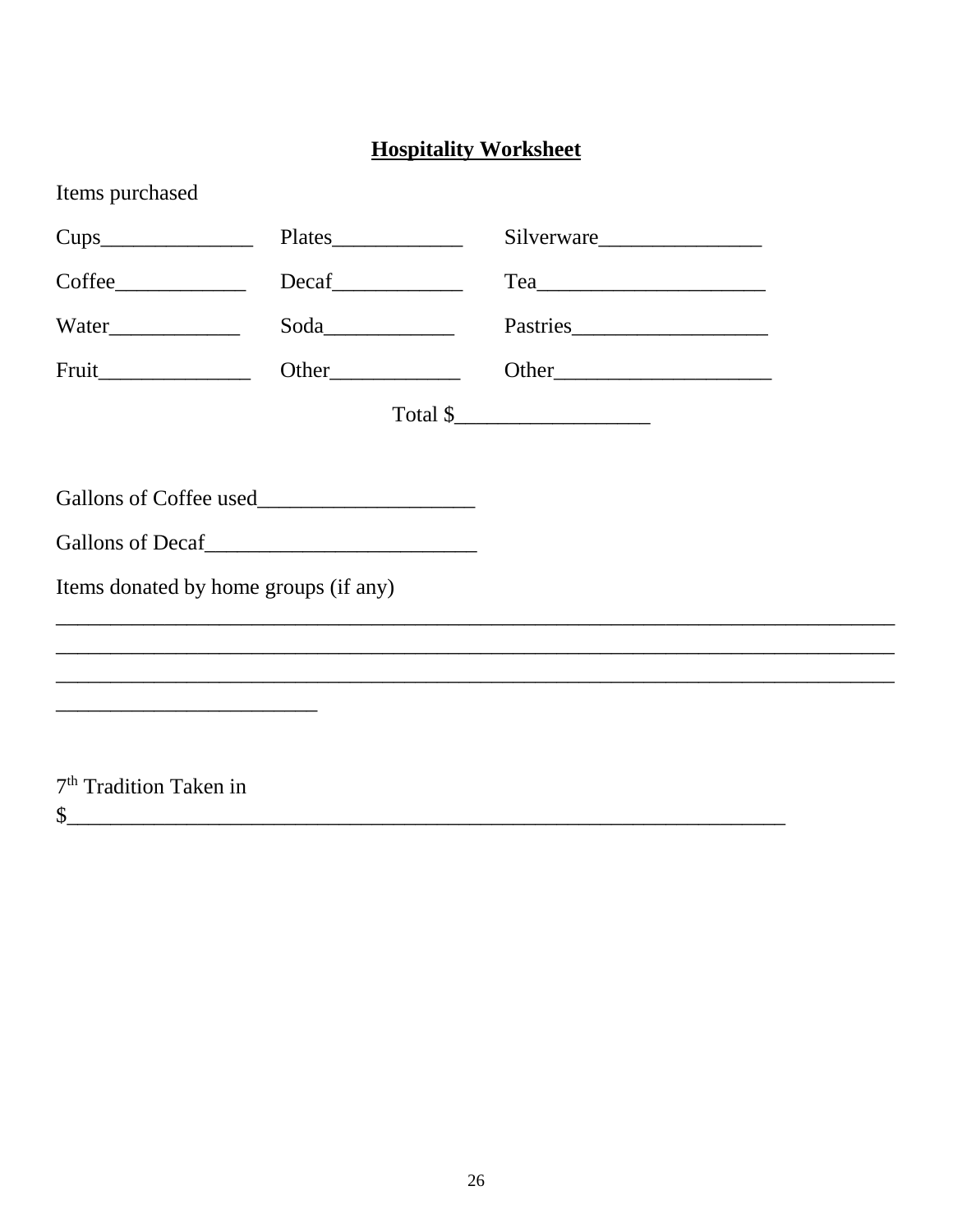**Hospitality Worksheet**

Items purchased

Cups______________ Plates____________ Silverware_______________

Coffee____________ Decaf____________ Tea_____________________

Water____________ Soda____________ Pastries__________________

Fruit______________ Other____________ Other____________________

Total $__________________

Gallons of Coffee used____________________

Gallons of Decaf_________________________

Items donated by home groups (if any)

_____________________________________________________________________________
_____________________________________________________________________________
_____________________________________________________________________________
________________________

7th Tradition Taken in
$____________________________________________________________________